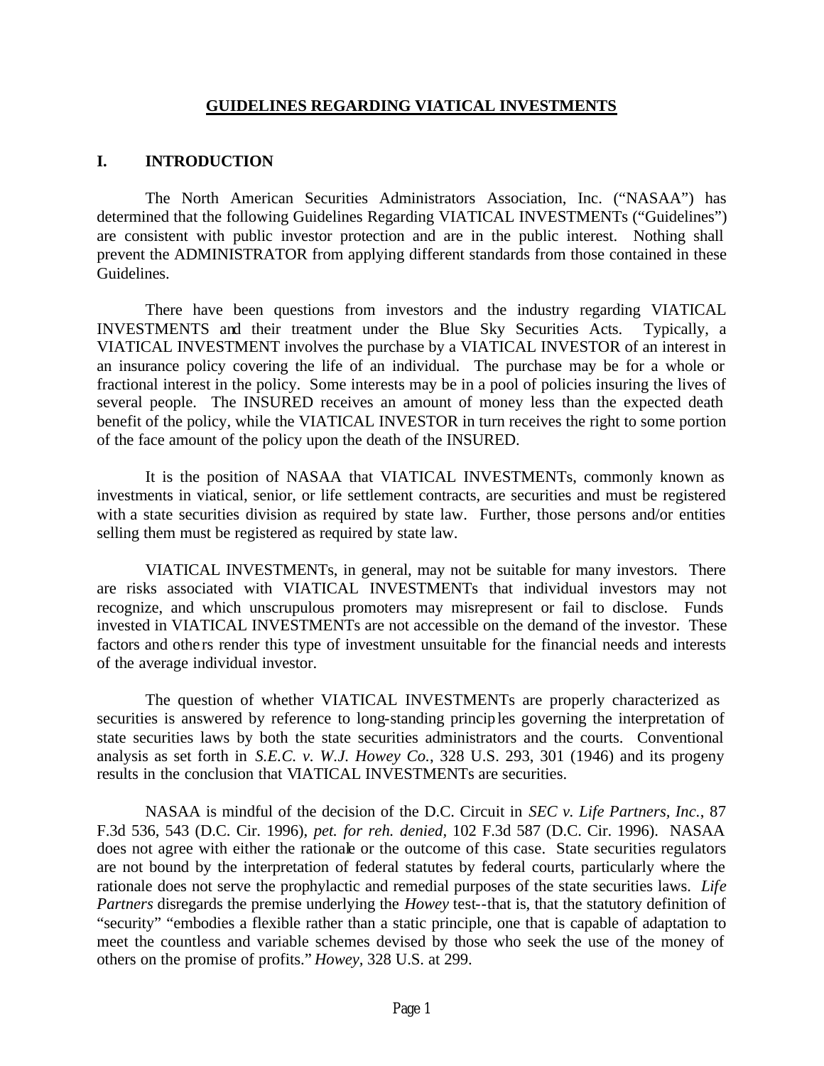# GUIDELINES REGARDING VIATICAL INVESTMENTS

## I. INTRODUCTION

The North American Securities Administrators Association, Inc. ("NASAA") has determined that the following Guidelines Regarding VIATICAL INVESTMENTs ("Guidelines") are consistent with public investor protection and are in the public interest. Nothing shall prevent the ADMINISTRATOR from applying different standards from those contained in these Guidelines.

There have been questions from investors and the industry regarding VIATICAL INVESTMENTS and their treatment under the Blue Sky Securities Acts. Typically, a VIATICAL INVESTMENT involves the purchase by a VIATICAL INVESTOR of an interest in an insurance policy covering the life of an individual. The purchase may be for a whole or fractional interest in the policy. Some interests may be in a pool of policies insuring the lives of several people. The INSURED receives an amount of money less than the expected death benefit of the policy, while the VIATICAL INVESTOR in turn receives the right to some portion of the face amount of the policy upon the death of the INSURED.

It is the position of NASAA that VIATICAL INVESTMENTs, commonly known as investments in viatical, senior, or life settlement contracts, are securities and must be registered with a state securities division as required by state law. Further, those persons and/or entities selling them must be registered as required by state law.

VIATICAL INVESTMENTs, in general, may not be suitable for many investors. There are risks associated with VIATICAL INVESTMENTs that individual investors may not recognize, and which unscrupulous promoters may misrepresent or fail to disclose. Funds invested in VIATICAL INVESTMENTs are not accessible on the demand of the investor. These factors and others render this type of investment unsuitable for the financial needs and interests of the average individual investor.

The question of whether VIATICAL INVESTMENTs are properly characterized as securities is answered by reference to long-standing principles governing the interpretation of state securities laws by both the state securities administrators and the courts. Conventional analysis as set forth in *S.E.C. v. W.J. Howey Co.*, 328 U.S. 293, 301 (1946) and its progeny results in the conclusion that VIATICAL INVESTMENTs are securities.

NASAA is mindful of the decision of the D.C. Circuit in *SEC v. Life Partners, Inc.*, 87 F.3d 536, 543 (D.C. Cir. 1996), *pet. for reh. denied,* 102 F.3d 587 (D.C. Cir. 1996). NASAA does not agree with either the rationale or the outcome of this case. State securities regulators are not bound by the interpretation of federal statutes by federal courts, particularly where the rationale does not serve the prophylactic and remedial purposes of the state securities laws. *Life Partners* disregards the premise underlying the *Howey* test--that is, that the statutory definition of "security" "embodies a flexible rather than a static principle, one that is capable of adaptation to meet the countless and variable schemes devised by those who seek the use of the money of others on the promise of profits." *Howey*, 328 U.S. at 299.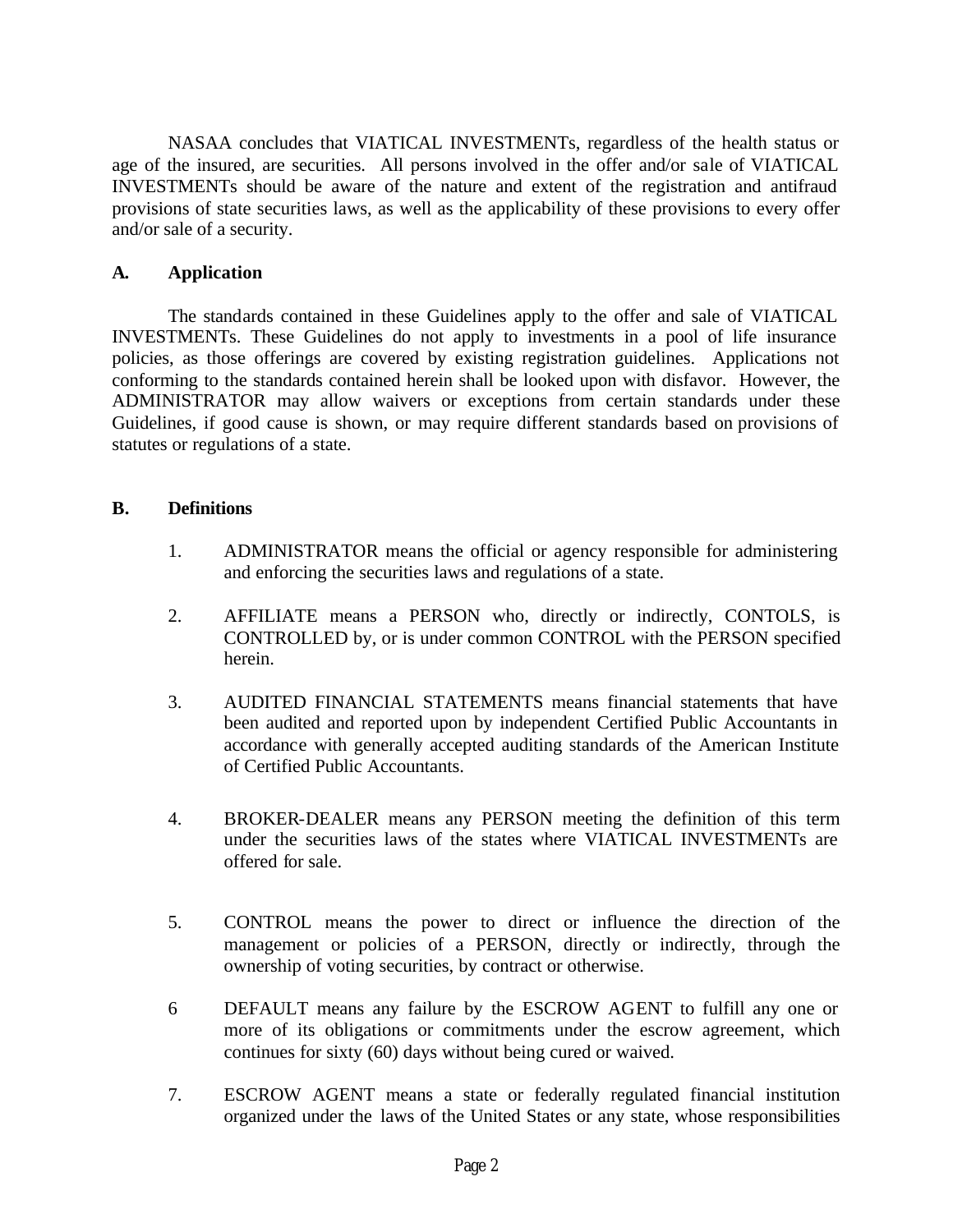NASAA concludes that VIATICAL INVESTMENTs, regardless of the health status or age of the insured, are securities. All persons involved in the offer and/or sale of VIATICAL INVESTMENTs should be aware of the nature and extent of the registration and antifraud provisions of state securities laws, as well as the applicability of these provisions to every offer and/or sale of a security.

## A. Application

The standards contained in these Guidelines apply to the offer and sale of VIATICAL INVESTMENTs. These Guidelines do not apply to investments in a pool of life insurance policies, as those offerings are covered by existing registration guidelines. Applications not conforming to the standards contained herein shall be looked upon with disfavor. However, the ADMINISTRATOR may allow waivers or exceptions from certain standards under these Guidelines, if good cause is shown, or may require different standards based on provisions of statutes or regulations of a state.

## B. Definitions

1. ADMINISTRATOR means the official or agency responsible for administering and enforcing the securities laws and regulations of a state.

2. AFFILIATE means a PERSON who, directly or indirectly, CONTOLS, is CONTROLLED by, or is under common CONTROL with the PERSON specified herein.

3. AUDITED FINANCIAL STATEMENTS means financial statements that have been audited and reported upon by independent Certified Public Accountants in accordance with generally accepted auditing standards of the American Institute of Certified Public Accountants.

4. BROKER-DEALER means any PERSON meeting the definition of this term under the securities laws of the states where VIATICAL INVESTMENTs are offered for sale.

5. CONTROL means the power to direct or influence the direction of the management or policies of a PERSON, directly or indirectly, through the ownership of voting securities, by contract or otherwise.

6 DEFAULT means any failure by the ESCROW AGENT to fulfill any one or more of its obligations or commitments under the escrow agreement, which continues for sixty (60) days without being cured or waived.

7. ESCROW AGENT means a state or federally regulated financial institution organized under the laws of the United States or any state, whose responsibilities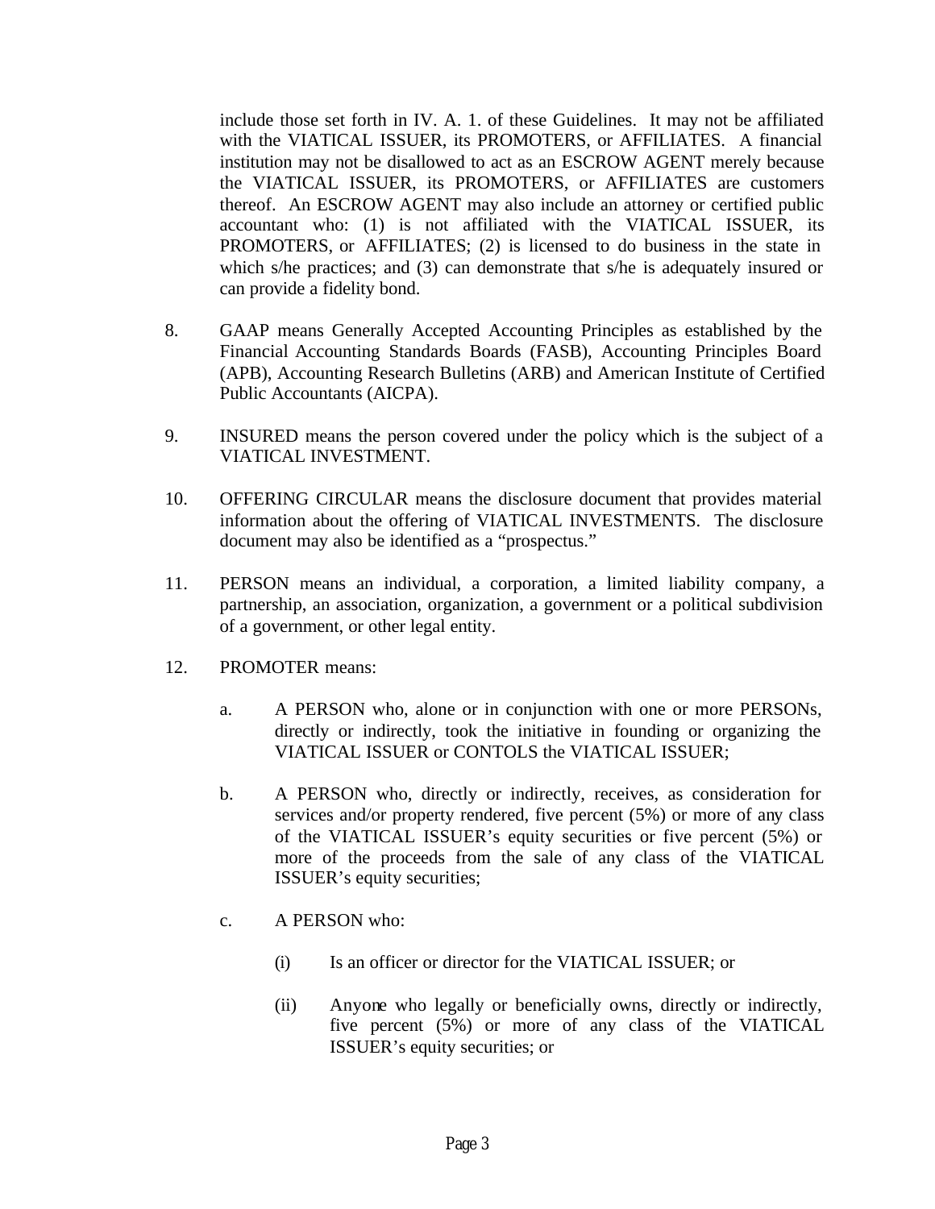include those set forth in IV. A. 1. of these Guidelines. It may not be affiliated with the VIATICAL ISSUER, its PROMOTERS, or AFFILIATES. A financial institution may not be disallowed to act as an ESCROW AGENT merely because the VIATICAL ISSUER, its PROMOTERS, or AFFILIATES are customers thereof. An ESCROW AGENT may also include an attorney or certified public accountant who: (1) is not affiliated with the VIATICAL ISSUER, its PROMOTERS, or AFFILIATES; (2) is licensed to do business in the state in which s/he practices; and (3) can demonstrate that s/he is adequately insured or can provide a fidelity bond.

8. GAAP means Generally Accepted Accounting Principles as established by the Financial Accounting Standards Boards (FASB), Accounting Principles Board (APB), Accounting Research Bulletins (ARB) and American Institute of Certified Public Accountants (AICPA).

9. INSURED means the person covered under the policy which is the subject of a VIATICAL INVESTMENT.

10. OFFERING CIRCULAR means the disclosure document that provides material information about the offering of VIATICAL INVESTMENTS. The disclosure document may also be identified as a "prospectus."

11. PERSON means an individual, a corporation, a limited liability company, a partnership, an association, organization, a government or a political subdivision of a government, or other legal entity.

12. PROMOTER means:

    a. A PERSON who, alone or in conjunction with one or more PERSONs, directly or indirectly, took the initiative in founding or organizing the VIATICAL ISSUER or CONTOLS the VIATICAL ISSUER;

    b. A PERSON who, directly or indirectly, receives, as consideration for services and/or property rendered, five percent (5%) or more of any class of the VIATICAL ISSUER's equity securities or five percent (5%) or more of the proceeds from the sale of any class of the VIATICAL ISSUER's equity securities;

    c. A PERSON who:

        (i) Is an officer or director for the VIATICAL ISSUER; or

        (ii) Anyone who legally or beneficially owns, directly or indirectly, five percent (5%) or more of any class of the VIATICAL ISSUER's equity securities; or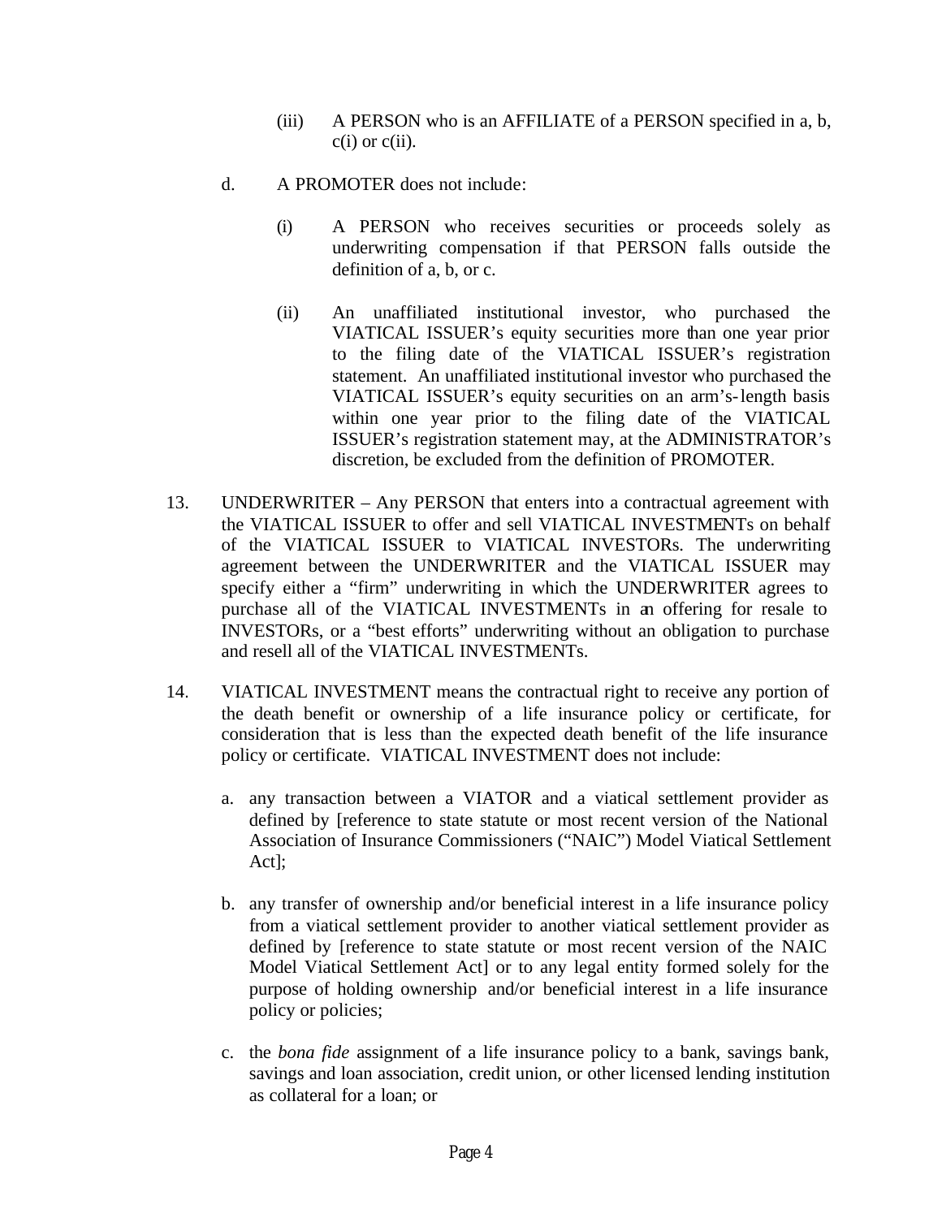(iii) A PERSON who is an AFFILIATE of a PERSON specified in a, b, c(i) or c(ii).

d. A PROMOTER does not include:

(i) A PERSON who receives securities or proceeds solely as underwriting compensation if that PERSON falls outside the definition of a, b, or c.

(ii) An unaffiliated institutional investor, who purchased the VIATICAL ISSUER's equity securities more than one year prior to the filing date of the VIATICAL ISSUER's registration statement. An unaffiliated institutional investor who purchased the VIATICAL ISSUER's equity securities on an arm's-length basis within one year prior to the filing date of the VIATICAL ISSUER's registration statement may, at the ADMINISTRATOR's discretion, be excluded from the definition of PROMOTER.

13. UNDERWRITER – Any PERSON that enters into a contractual agreement with the VIATICAL ISSUER to offer and sell VIATICAL INVESTMENTs on behalf of the VIATICAL ISSUER to VIATICAL INVESTORs. The underwriting agreement between the UNDERWRITER and the VIATICAL ISSUER may specify either a "firm" underwriting in which the UNDERWRITER agrees to purchase all of the VIATICAL INVESTMENTs in an offering for resale to INVESTORs, or a "best efforts" underwriting without an obligation to purchase and resell all of the VIATICAL INVESTMENTs.

14. VIATICAL INVESTMENT means the contractual right to receive any portion of the death benefit or ownership of a life insurance policy or certificate, for consideration that is less than the expected death benefit of the life insurance policy or certificate. VIATICAL INVESTMENT does not include:

a. any transaction between a VIATOR and a viatical settlement provider as defined by [reference to state statute or most recent version of the National Association of Insurance Commissioners ("NAIC") Model Viatical Settlement Act];

b. any transfer of ownership and/or beneficial interest in a life insurance policy from a viatical settlement provider to another viatical settlement provider as defined by [reference to state statute or most recent version of the NAIC Model Viatical Settlement Act] or to any legal entity formed solely for the purpose of holding ownership and/or beneficial interest in a life insurance policy or policies;

c. the *bona fide* assignment of a life insurance policy to a bank, savings bank, savings and loan association, credit union, or other licensed lending institution as collateral for a loan; or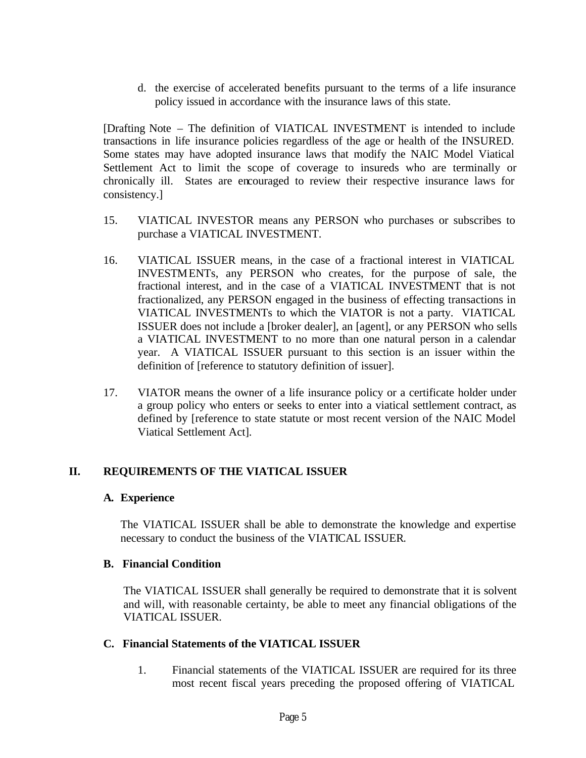d. the exercise of accelerated benefits pursuant to the terms of a life insurance policy issued in accordance with the insurance laws of this state.

[Drafting Note – The definition of VIATICAL INVESTMENT is intended to include transactions in life insurance policies regardless of the age or health of the INSURED. Some states may have adopted insurance laws that modify the NAIC Model Viatical Settlement Act to limit the scope of coverage to insureds who are terminally or chronically ill. States are encouraged to review their respective insurance laws for consistency.]

15. VIATICAL INVESTOR means any PERSON who purchases or subscribes to purchase a VIATICAL INVESTMENT.

16. VIATICAL ISSUER means, in the case of a fractional interest in VIATICAL INVESTMENTs, any PERSON who creates, for the purpose of sale, the fractional interest, and in the case of a VIATICAL INVESTMENT that is not fractionalized, any PERSON engaged in the business of effecting transactions in VIATICAL INVESTMENTs to which the VIATOR is not a party. VIATICAL ISSUER does not include a [broker dealer], an [agent], or any PERSON who sells a VIATICAL INVESTMENT to no more than one natural person in a calendar year. A VIATICAL ISSUER pursuant to this section is an issuer within the definition of [reference to statutory definition of issuer].

17. VIATOR means the owner of a life insurance policy or a certificate holder under a group policy who enters or seeks to enter into a viatical settlement contract, as defined by [reference to state statute or most recent version of the NAIC Model Viatical Settlement Act].

## II. REQUIREMENTS OF THE VIATICAL ISSUER

### A. Experience

The VIATICAL ISSUER shall be able to demonstrate the knowledge and expertise necessary to conduct the business of the VIATICAL ISSUER.

### B. Financial Condition

The VIATICAL ISSUER shall generally be required to demonstrate that it is solvent and will, with reasonable certainty, be able to meet any financial obligations of the VIATICAL ISSUER.

### C. Financial Statements of the VIATICAL ISSUER

1. Financial statements of the VIATICAL ISSUER are required for its three most recent fiscal years preceding the proposed offering of VIATICAL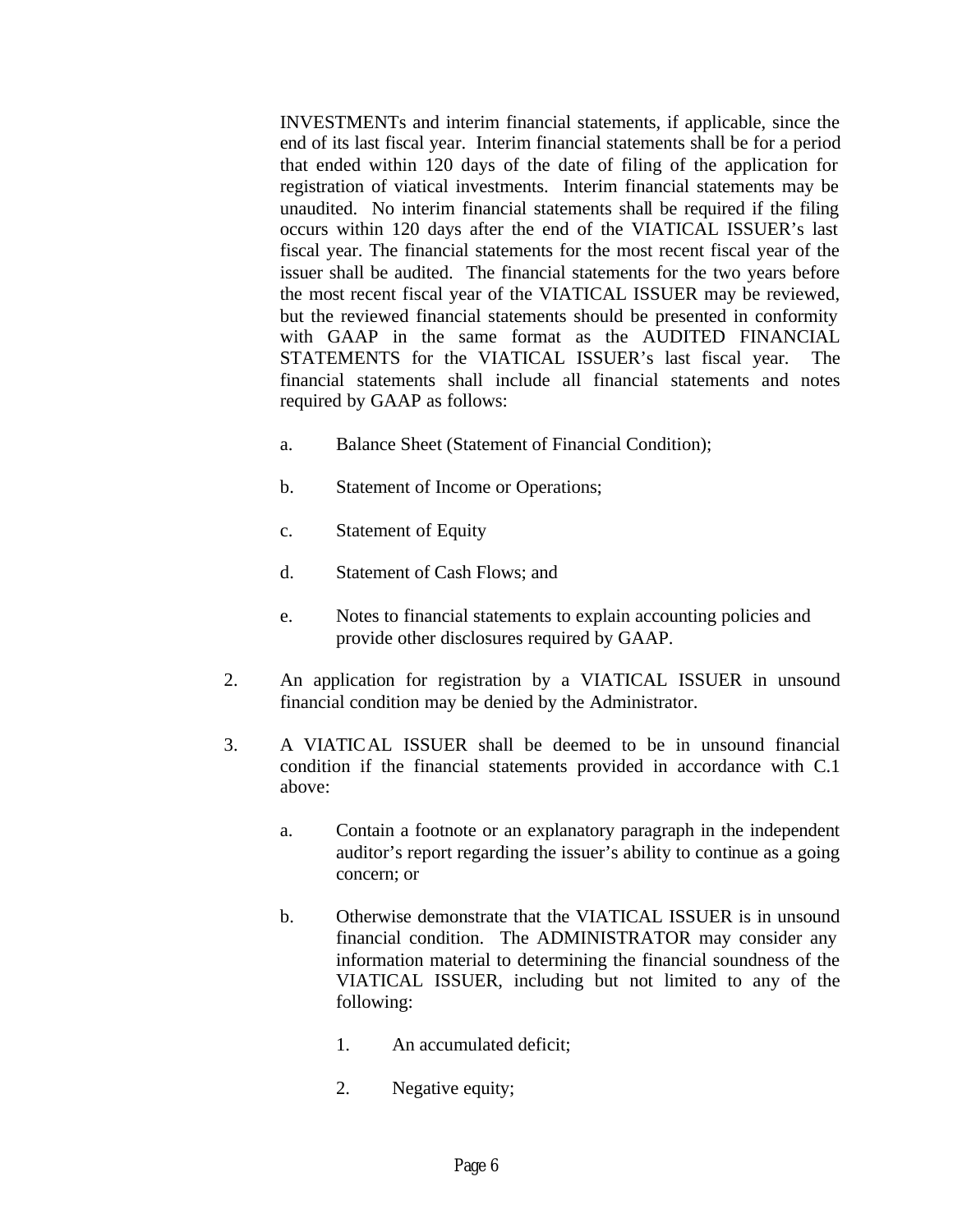INVESTMENTs and interim financial statements, if applicable, since the end of its last fiscal year. Interim financial statements shall be for a period that ended within 120 days of the date of filing of the application for registration of viatical investments. Interim financial statements may be unaudited. No interim financial statements shall be required if the filing occurs within 120 days after the end of the VIATICAL ISSUER's last fiscal year. The financial statements for the most recent fiscal year of the issuer shall be audited. The financial statements for the two years before the most recent fiscal year of the VIATICAL ISSUER may be reviewed, but the reviewed financial statements should be presented in conformity with GAAP in the same format as the AUDITED FINANCIAL STATEMENTS for the VIATICAL ISSUER's last fiscal year. The financial statements shall include all financial statements and notes required by GAAP as follows:

a. Balance Sheet (Statement of Financial Condition);

b. Statement of Income or Operations;

c. Statement of Equity

d. Statement of Cash Flows; and

e. Notes to financial statements to explain accounting policies and provide other disclosures required by GAAP.

2. An application for registration by a VIATICAL ISSUER in unsound financial condition may be denied by the Administrator.

3. A VIATICAL ISSUER shall be deemed to be in unsound financial condition if the financial statements provided in accordance with C.1 above:

   a. Contain a footnote or an explanatory paragraph in the independent auditor's report regarding the issuer's ability to continue as a going concern; or

   b. Otherwise demonstrate that the VIATICAL ISSUER is in unsound financial condition. The ADMINISTRATOR may consider any information material to determining the financial soundness of the VIATICAL ISSUER, including but not limited to any of the following:

      1. An accumulated deficit;

      2. Negative equity;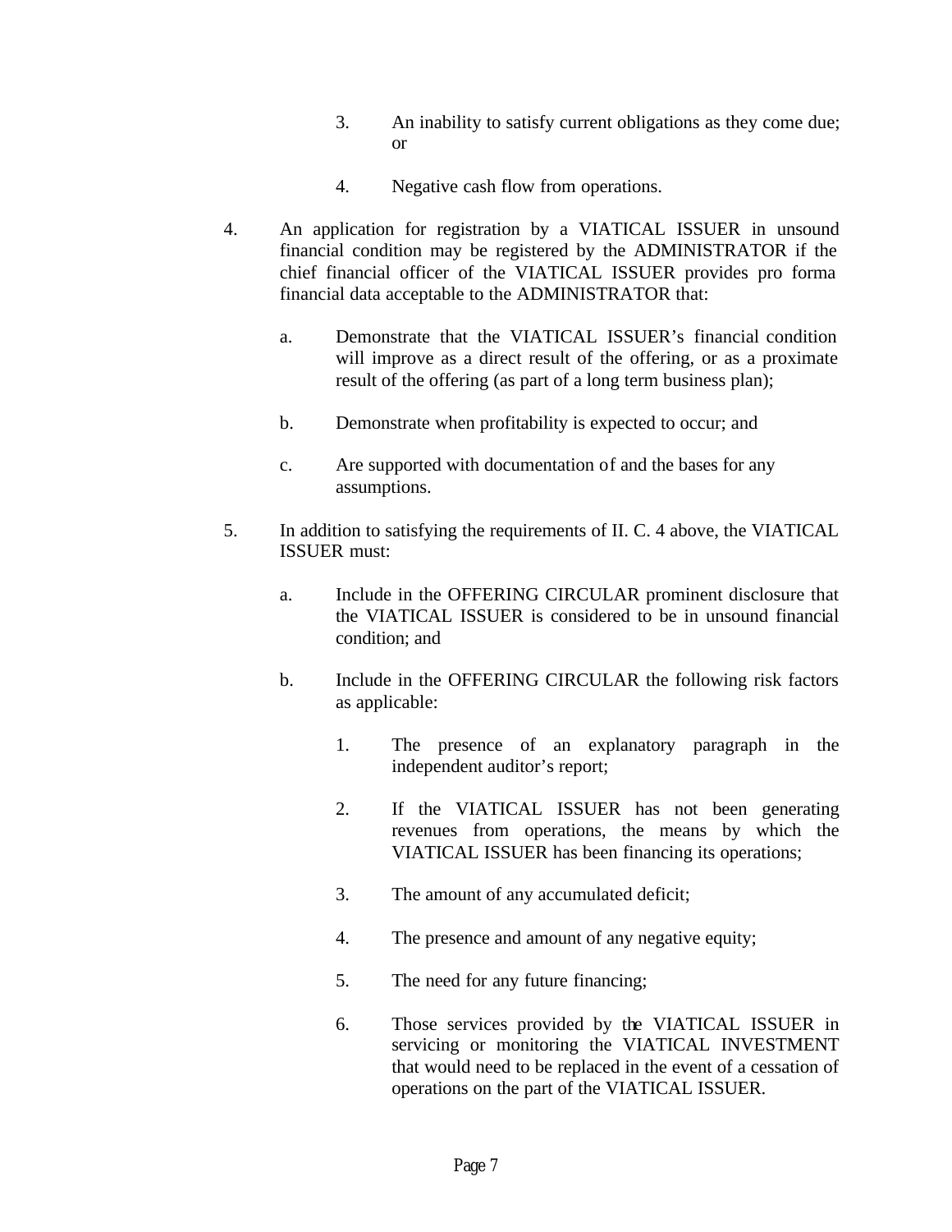3. An inability to satisfy current obligations as they come due; or

4. Negative cash flow from operations.

4. An application for registration by a VIATICAL ISSUER in unsound financial condition may be registered by the ADMINISTRATOR if the chief financial officer of the VIATICAL ISSUER provides pro forma financial data acceptable to the ADMINISTRATOR that:

   a. Demonstrate that the VIATICAL ISSUER's financial condition will improve as a direct result of the offering, or as a proximate result of the offering (as part of a long term business plan);

   b. Demonstrate when profitability is expected to occur; and

   c. Are supported with documentation of and the bases for any assumptions.

5. In addition to satisfying the requirements of II. C. 4 above, the VIATICAL ISSUER must:

   a. Include in the OFFERING CIRCULAR prominent disclosure that the VIATICAL ISSUER is considered to be in unsound financial condition; and

   b. Include in the OFFERING CIRCULAR the following risk factors as applicable:

      1. The presence of an explanatory paragraph in the independent auditor's report;

      2. If the VIATICAL ISSUER has not been generating revenues from operations, the means by which the VIATICAL ISSUER has been financing its operations;

      3. The amount of any accumulated deficit;

      4. The presence and amount of any negative equity;

      5. The need for any future financing;

      6. Those services provided by the VIATICAL ISSUER in servicing or monitoring the VIATICAL INVESTMENT that would need to be replaced in the event of a cessation of operations on the part of the VIATICAL ISSUER.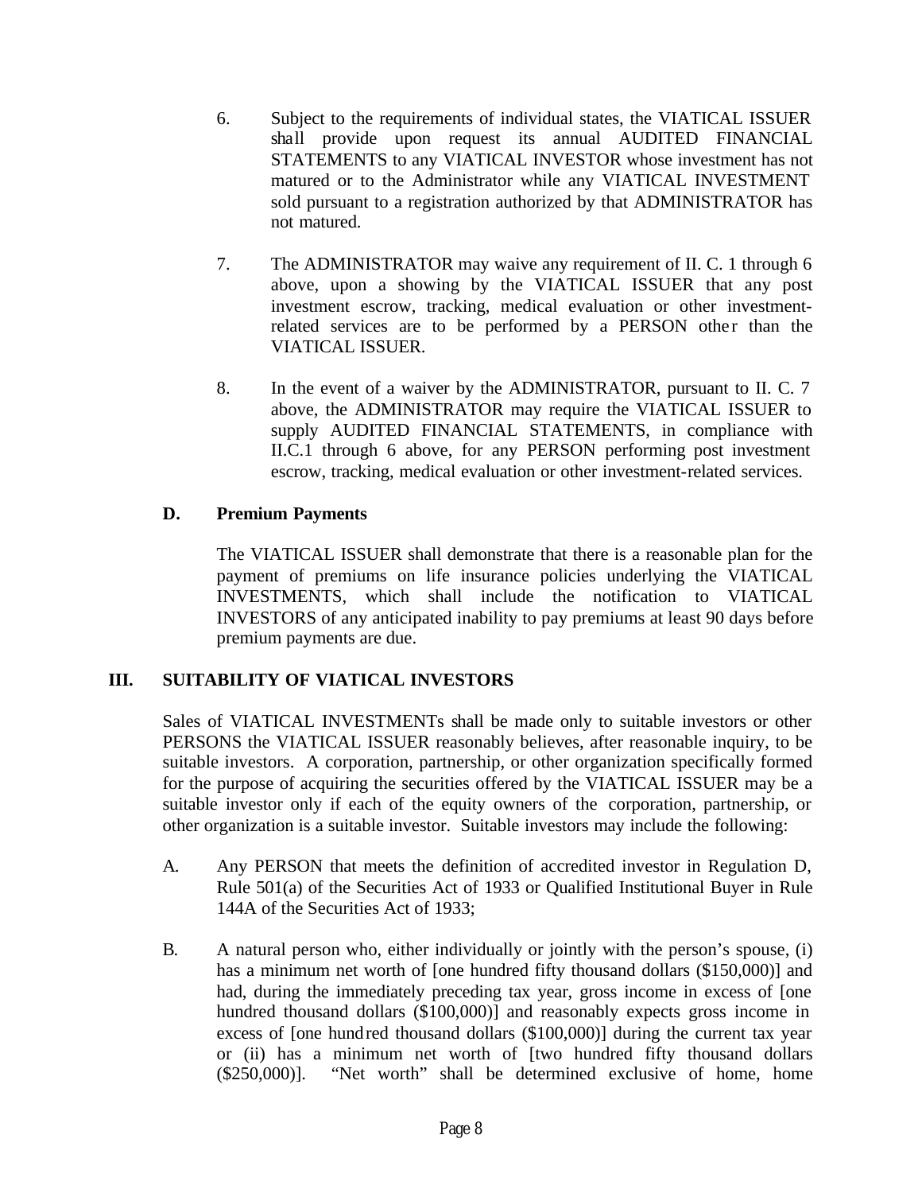6. Subject to the requirements of individual states, the VIATICAL ISSUER shall provide upon request its annual AUDITED FINANCIAL STATEMENTS to any VIATICAL INVESTOR whose investment has not matured or to the Administrator while any VIATICAL INVESTMENT sold pursuant to a registration authorized by that ADMINISTRATOR has not matured.

7. The ADMINISTRATOR may waive any requirement of II. C. 1 through 6 above, upon a showing by the VIATICAL ISSUER that any post investment escrow, tracking, medical evaluation or other investment-related services are to be performed by a PERSON other than the VIATICAL ISSUER.

8. In the event of a waiver by the ADMINISTRATOR, pursuant to II. C. 7 above, the ADMINISTRATOR may require the VIATICAL ISSUER to supply AUDITED FINANCIAL STATEMENTS, in compliance with II.C.1 through 6 above, for any PERSON performing post investment escrow, tracking, medical evaluation or other investment-related services.

**D. Premium Payments**

The VIATICAL ISSUER shall demonstrate that there is a reasonable plan for the payment of premiums on life insurance policies underlying the VIATICAL INVESTMENTS, which shall include the notification to VIATICAL INVESTORS of any anticipated inability to pay premiums at least 90 days before premium payments are due.

## III. SUITABILITY OF VIATICAL INVESTORS

Sales of VIATICAL INVESTMENTs shall be made only to suitable investors or other PERSONS the VIATICAL ISSUER reasonably believes, after reasonable inquiry, to be suitable investors. A corporation, partnership, or other organization specifically formed for the purpose of acquiring the securities offered by the VIATICAL ISSUER may be a suitable investor only if each of the equity owners of the corporation, partnership, or other organization is a suitable investor. Suitable investors may include the following:

A. Any PERSON that meets the definition of accredited investor in Regulation D, Rule 501(a) of the Securities Act of 1933 or Qualified Institutional Buyer in Rule 144A of the Securities Act of 1933;

B. A natural person who, either individually or jointly with the person's spouse, (i) has a minimum net worth of [one hundred fifty thousand dollars ($150,000)] and had, during the immediately preceding tax year, gross income in excess of [one hundred thousand dollars ($100,000)] and reasonably expects gross income in excess of [one hundred thousand dollars ($100,000)] during the current tax year or (ii) has a minimum net worth of [two hundred fifty thousand dollars ($250,000)]. "Net worth" shall be determined exclusive of home, home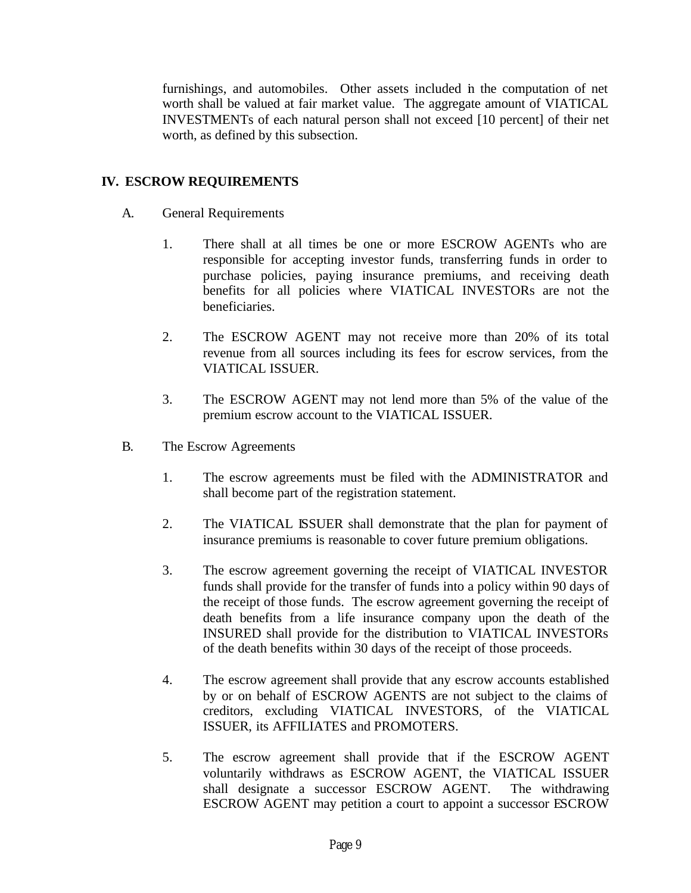furnishings, and automobiles. Other assets included in the computation of net worth shall be valued at fair market value. The aggregate amount of VIATICAL INVESTMENTs of each natural person shall not exceed [10 percent] of their net worth, as defined by this subsection.

## IV. ESCROW REQUIREMENTS

A. General Requirements

1. There shall at all times be one or more ESCROW AGENTs who are responsible for accepting investor funds, transferring funds in order to purchase policies, paying insurance premiums, and receiving death benefits for all policies where VIATICAL INVESTORs are not the beneficiaries.

2. The ESCROW AGENT may not receive more than 20% of its total revenue from all sources including its fees for escrow services, from the VIATICAL ISSUER.

3. The ESCROW AGENT may not lend more than 5% of the value of the premium escrow account to the VIATICAL ISSUER.

B. The Escrow Agreements

1. The escrow agreements must be filed with the ADMINISTRATOR and shall become part of the registration statement.

2. The VIATICAL ISSUER shall demonstrate that the plan for payment of insurance premiums is reasonable to cover future premium obligations.

3. The escrow agreement governing the receipt of VIATICAL INVESTOR funds shall provide for the transfer of funds into a policy within 90 days of the receipt of those funds. The escrow agreement governing the receipt of death benefits from a life insurance company upon the death of the INSURED shall provide for the distribution to VIATICAL INVESTORs of the death benefits within 30 days of the receipt of those proceeds.

4. The escrow agreement shall provide that any escrow accounts established by or on behalf of ESCROW AGENTS are not subject to the claims of creditors, excluding VIATICAL INVESTORS, of the VIATICAL ISSUER, its AFFILIATES and PROMOTERS.

5. The escrow agreement shall provide that if the ESCROW AGENT voluntarily withdraws as ESCROW AGENT, the VIATICAL ISSUER shall designate a successor ESCROW AGENT. The withdrawing ESCROW AGENT may petition a court to appoint a successor ESCROW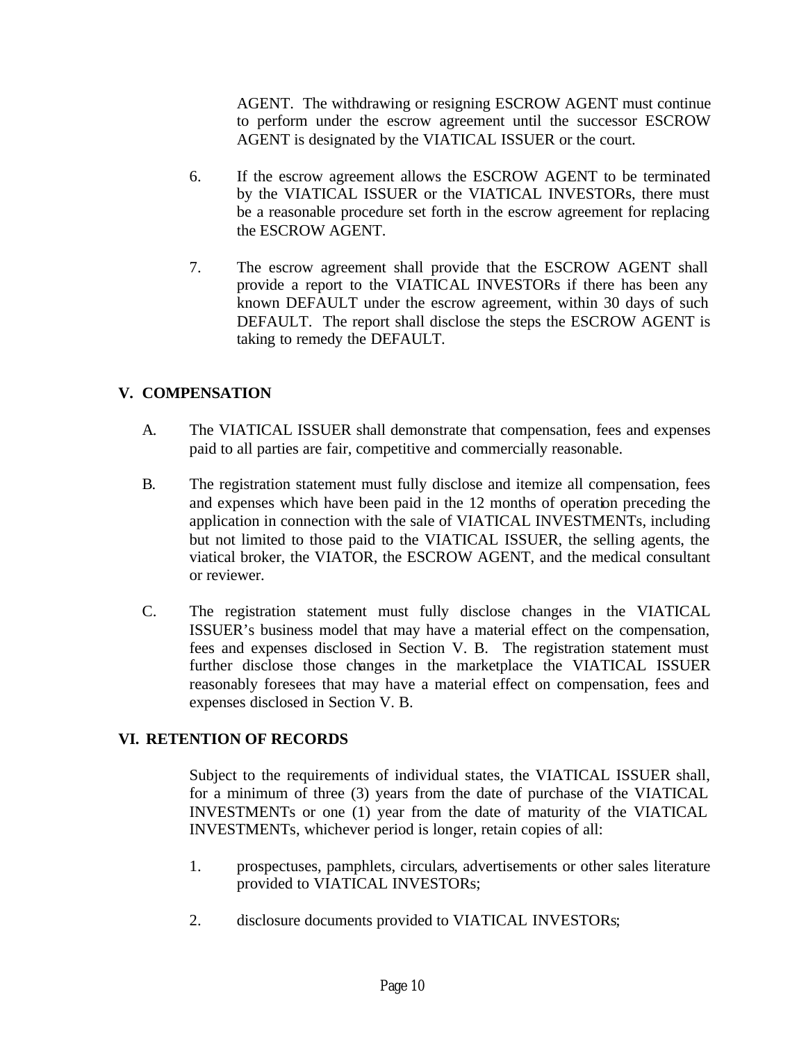AGENT. The withdrawing or resigning ESCROW AGENT must continue to perform under the escrow agreement until the successor ESCROW AGENT is designated by the VIATICAL ISSUER or the court.

6. If the escrow agreement allows the ESCROW AGENT to be terminated by the VIATICAL ISSUER or the VIATICAL INVESTORs, there must be a reasonable procedure set forth in the escrow agreement for replacing the ESCROW AGENT.

7. The escrow agreement shall provide that the ESCROW AGENT shall provide a report to the VIATICAL INVESTORs if there has been any known DEFAULT under the escrow agreement, within 30 days of such DEFAULT. The report shall disclose the steps the ESCROW AGENT is taking to remedy the DEFAULT.

## V. COMPENSATION

A. The VIATICAL ISSUER shall demonstrate that compensation, fees and expenses paid to all parties are fair, competitive and commercially reasonable.

B. The registration statement must fully disclose and itemize all compensation, fees and expenses which have been paid in the 12 months of operation preceding the application in connection with the sale of VIATICAL INVESTMENTs, including but not limited to those paid to the VIATICAL ISSUER, the selling agents, the viatical broker, the VIATOR, the ESCROW AGENT, and the medical consultant or reviewer.

C. The registration statement must fully disclose changes in the VIATICAL ISSUER's business model that may have a material effect on the compensation, fees and expenses disclosed in Section V. B. The registration statement must further disclose those changes in the marketplace the VIATICAL ISSUER reasonably foresees that may have a material effect on compensation, fees and expenses disclosed in Section V. B.

## VI. RETENTION OF RECORDS

Subject to the requirements of individual states, the VIATICAL ISSUER shall, for a minimum of three (3) years from the date of purchase of the VIATICAL INVESTMENTs or one (1) year from the date of maturity of the VIATICAL INVESTMENTs, whichever period is longer, retain copies of all:

1. prospectuses, pamphlets, circulars, advertisements or other sales literature provided to VIATICAL INVESTORs;

2. disclosure documents provided to VIATICAL INVESTORs;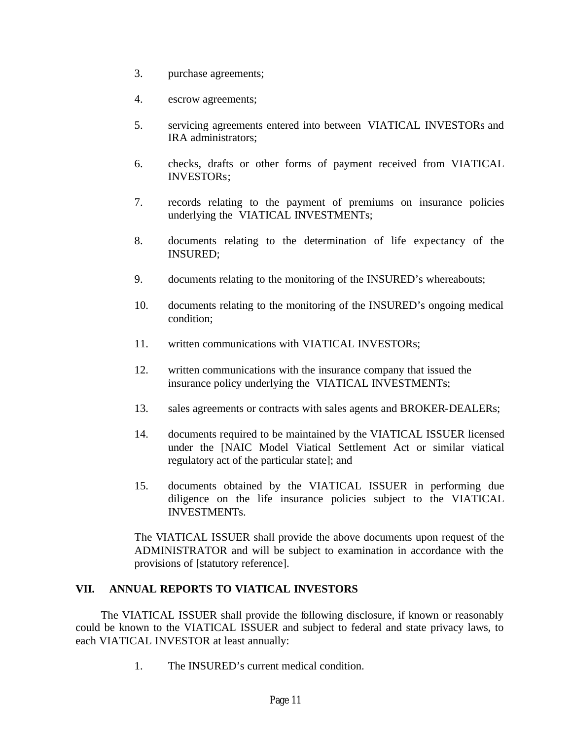3. purchase agreements;

4. escrow agreements;

5. servicing agreements entered into between VIATICAL INVESTORs and IRA administrators;

6. checks, drafts or other forms of payment received from VIATICAL INVESTORs;

7. records relating to the payment of premiums on insurance policies underlying the VIATICAL INVESTMENTs;

8. documents relating to the determination of life expectancy of the INSURED;

9. documents relating to the monitoring of the INSURED's whereabouts;

10. documents relating to the monitoring of the INSURED's ongoing medical condition;

11. written communications with VIATICAL INVESTORs;

12. written communications with the insurance company that issued the insurance policy underlying the VIATICAL INVESTMENTs;

13. sales agreements or contracts with sales agents and BROKER-DEALERs;

14. documents required to be maintained by the VIATICAL ISSUER licensed under the [NAIC Model Viatical Settlement Act or similar viatical regulatory act of the particular state]; and

15. documents obtained by the VIATICAL ISSUER in performing due diligence on the life insurance policies subject to the VIATICAL INVESTMENTs.

The VIATICAL ISSUER shall provide the above documents upon request of the ADMINISTRATOR and will be subject to examination in accordance with the provisions of [statutory reference].

## VII. ANNUAL REPORTS TO VIATICAL INVESTORS

The VIATICAL ISSUER shall provide the following disclosure, if known or reasonably could be known to the VIATICAL ISSUER and subject to federal and state privacy laws, to each VIATICAL INVESTOR at least annually:

1. The INSURED's current medical condition.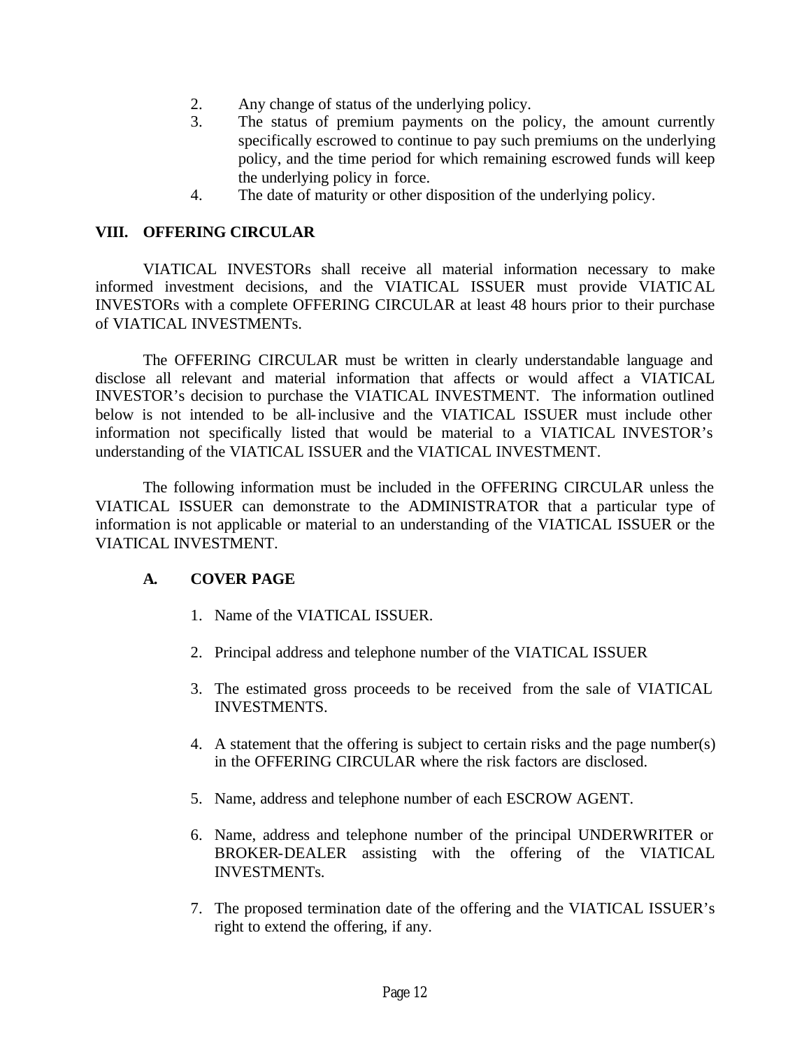2. Any change of status of the underlying policy.
3. The status of premium payments on the policy, the amount currently specifically escrowed to continue to pay such premiums on the underlying policy, and the time period for which remaining escrowed funds will keep the underlying policy in force.
4. The date of maturity or other disposition of the underlying policy.

## VIII. OFFERING CIRCULAR

VIATICAL INVESTORs shall receive all material information necessary to make informed investment decisions, and the VIATICAL ISSUER must provide VIATICAL INVESTORs with a complete OFFERING CIRCULAR at least 48 hours prior to their purchase of VIATICAL INVESTMENTs.

The OFFERING CIRCULAR must be written in clearly understandable language and disclose all relevant and material information that affects or would affect a VIATICAL INVESTOR's decision to purchase the VIATICAL INVESTMENT. The information outlined below is not intended to be all-inclusive and the VIATICAL ISSUER must include other information not specifically listed that would be material to a VIATICAL INVESTOR's understanding of the VIATICAL ISSUER and the VIATICAL INVESTMENT.

The following information must be included in the OFFERING CIRCULAR unless the VIATICAL ISSUER can demonstrate to the ADMINISTRATOR that a particular type of information is not applicable or material to an understanding of the VIATICAL ISSUER or the VIATICAL INVESTMENT.

### A. COVER PAGE

1. Name of the VIATICAL ISSUER.

2. Principal address and telephone number of the VIATICAL ISSUER

3. The estimated gross proceeds to be received from the sale of VIATICAL INVESTMENTS.

4. A statement that the offering is subject to certain risks and the page number(s) in the OFFERING CIRCULAR where the risk factors are disclosed.

5. Name, address and telephone number of each ESCROW AGENT.

6. Name, address and telephone number of the principal UNDERWRITER or BROKER-DEALER assisting with the offering of the VIATICAL INVESTMENTs.

7. The proposed termination date of the offering and the VIATICAL ISSUER's right to extend the offering, if any.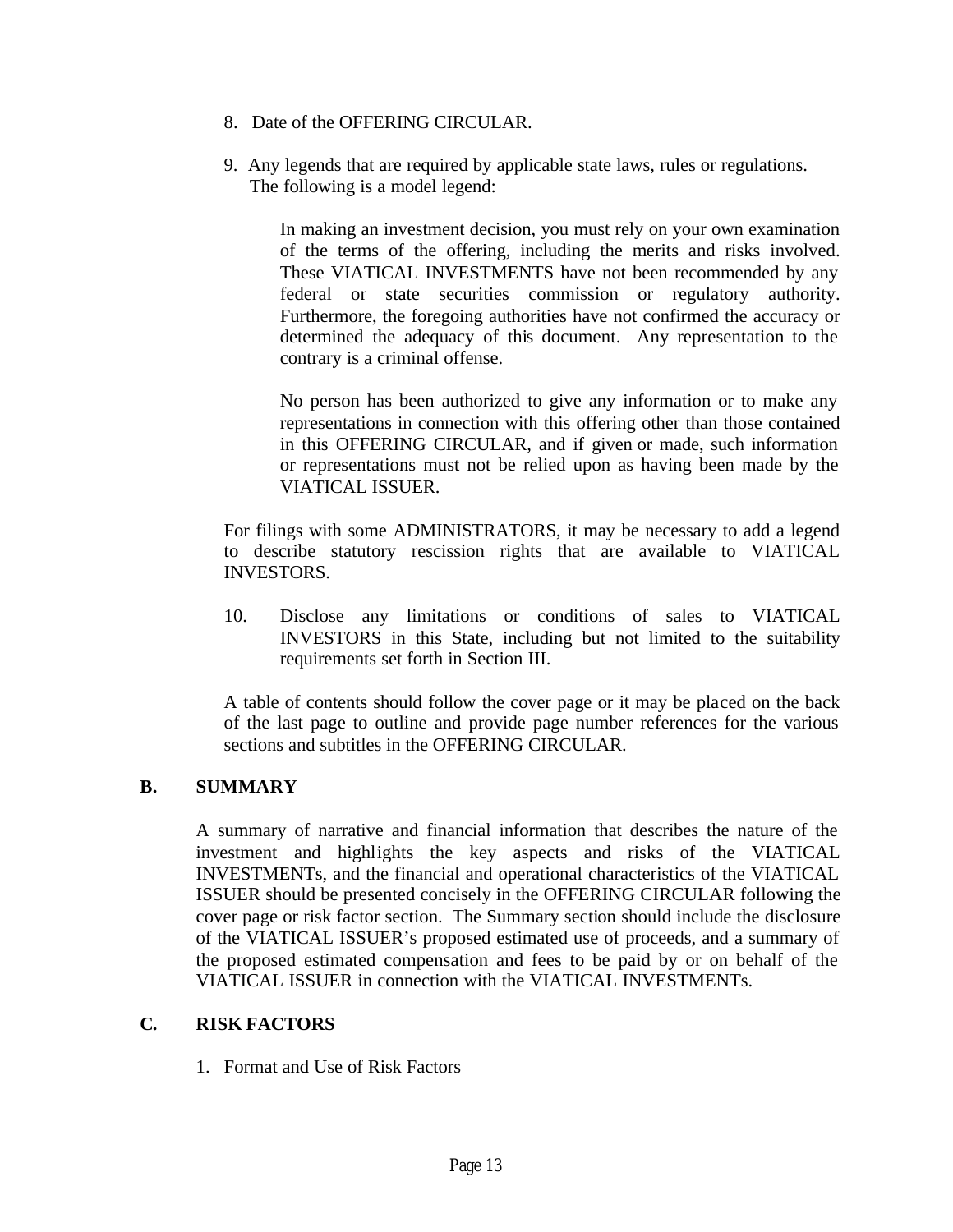8. Date of the OFFERING CIRCULAR.

9. Any legends that are required by applicable state laws, rules or regulations. The following is a model legend:

   > In making an investment decision, you must rely on your own examination of the terms of the offering, including the merits and risks involved. These VIATICAL INVESTMENTS have not been recommended by any federal or state securities commission or regulatory authority. Furthermore, the foregoing authorities have not confirmed the accuracy or determined the adequacy of this document. Any representation to the contrary is a criminal offense.
   >
   > No person has been authorized to give any information or to make any representations in connection with this offering other than those contained in this OFFERING CIRCULAR, and if given or made, such information or representations must not be relied upon as having been made by the VIATICAL ISSUER.

   For filings with some ADMINISTRATORS, it may be necessary to add a legend to describe statutory rescission rights that are available to VIATICAL INVESTORS.

10. Disclose any limitations or conditions of sales to VIATICAL INVESTORS in this State, including but not limited to the suitability requirements set forth in Section III.

A table of contents should follow the cover page or it may be placed on the back of the last page to outline and provide page number references for the various sections and subtitles in the OFFERING CIRCULAR.

## B. SUMMARY

A summary of narrative and financial information that describes the nature of the investment and highlights the key aspects and risks of the VIATICAL INVESTMENTs, and the financial and operational characteristics of the VIATICAL ISSUER should be presented concisely in the OFFERING CIRCULAR following the cover page or risk factor section. The Summary section should include the disclosure of the VIATICAL ISSUER's proposed estimated use of proceeds, and a summary of the proposed estimated compensation and fees to be paid by or on behalf of the VIATICAL ISSUER in connection with the VIATICAL INVESTMENTs.

## C. RISK FACTORS

1. Format and Use of Risk Factors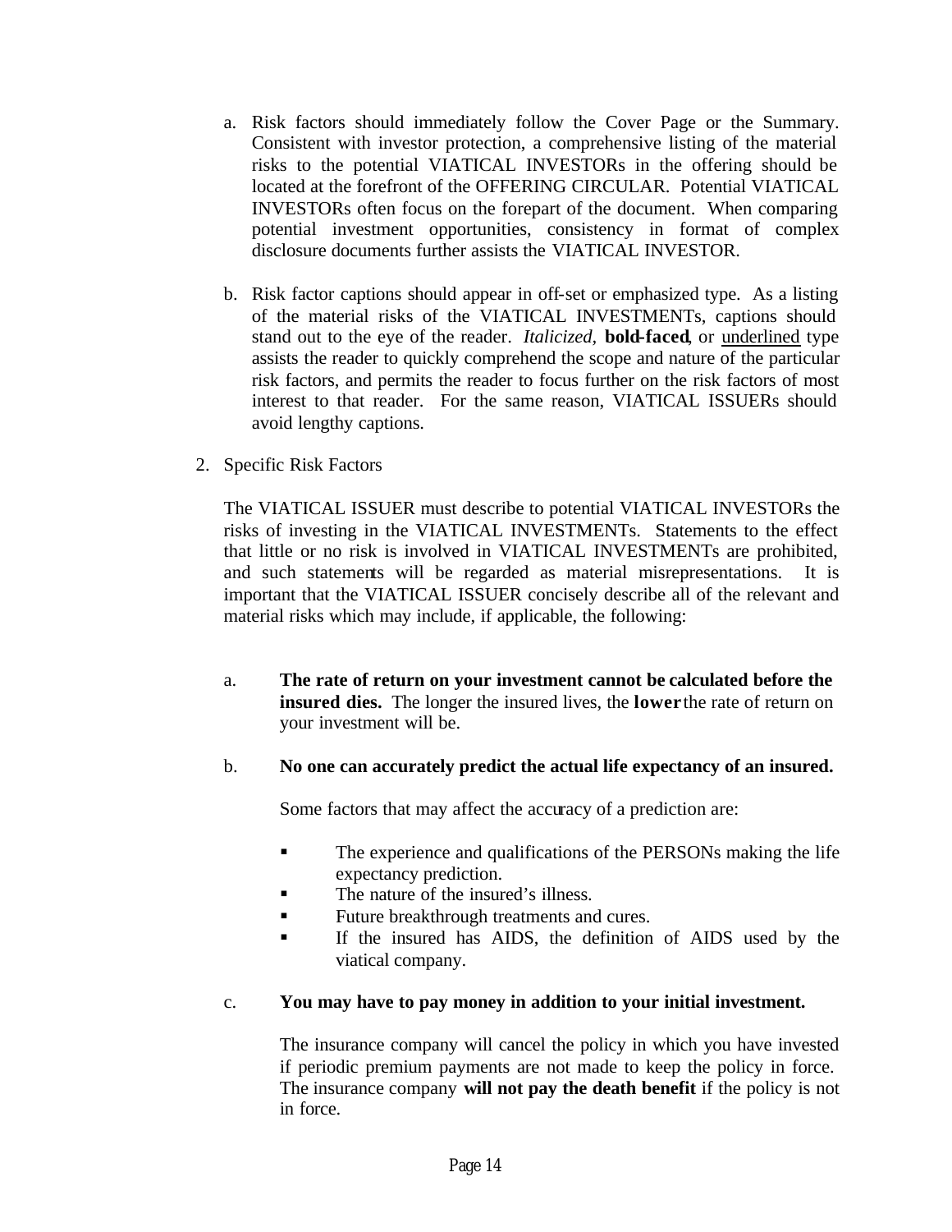a. Risk factors should immediately follow the Cover Page or the Summary. Consistent with investor protection, a comprehensive listing of the material risks to the potential VIATICAL INVESTORs in the offering should be located at the forefront of the OFFERING CIRCULAR. Potential VIATICAL INVESTORs often focus on the forepart of the document. When comparing potential investment opportunities, consistency in format of complex disclosure documents further assists the VIATICAL INVESTOR.

b. Risk factor captions should appear in off-set or emphasized type. As a listing of the material risks of the VIATICAL INVESTMENTs, captions should stand out to the eye of the reader. *Italicized,* **bold-faced**, or <u>underlined</u> type assists the reader to quickly comprehend the scope and nature of the particular risk factors, and permits the reader to focus further on the risk factors of most interest to that reader. For the same reason, VIATICAL ISSUERs should avoid lengthy captions.

2. Specific Risk Factors

The VIATICAL ISSUER must describe to potential VIATICAL INVESTORs the risks of investing in the VIATICAL INVESTMENTs. Statements to the effect that little or no risk is involved in VIATICAL INVESTMENTs are prohibited, and such statements will be regarded as material misrepresentations. It is important that the VIATICAL ISSUER concisely describe all of the relevant and material risks which may include, if applicable, the following:

a. **The rate of return on your investment cannot be calculated before the insured dies.** The longer the insured lives, the **lower** the rate of return on your investment will be.

b. **No one can accurately predict the actual life expectancy of an insured.**

Some factors that may affect the accuracy of a prediction are:

- The experience and qualifications of the PERSONs making the life expectancy prediction.
- The nature of the insured's illness.
- Future breakthrough treatments and cures.
- If the insured has AIDS, the definition of AIDS used by the viatical company.

c. **You may have to pay money in addition to your initial investment.**

The insurance company will cancel the policy in which you have invested if periodic premium payments are not made to keep the policy in force. The insurance company **will not pay the death benefit** if the policy is not in force.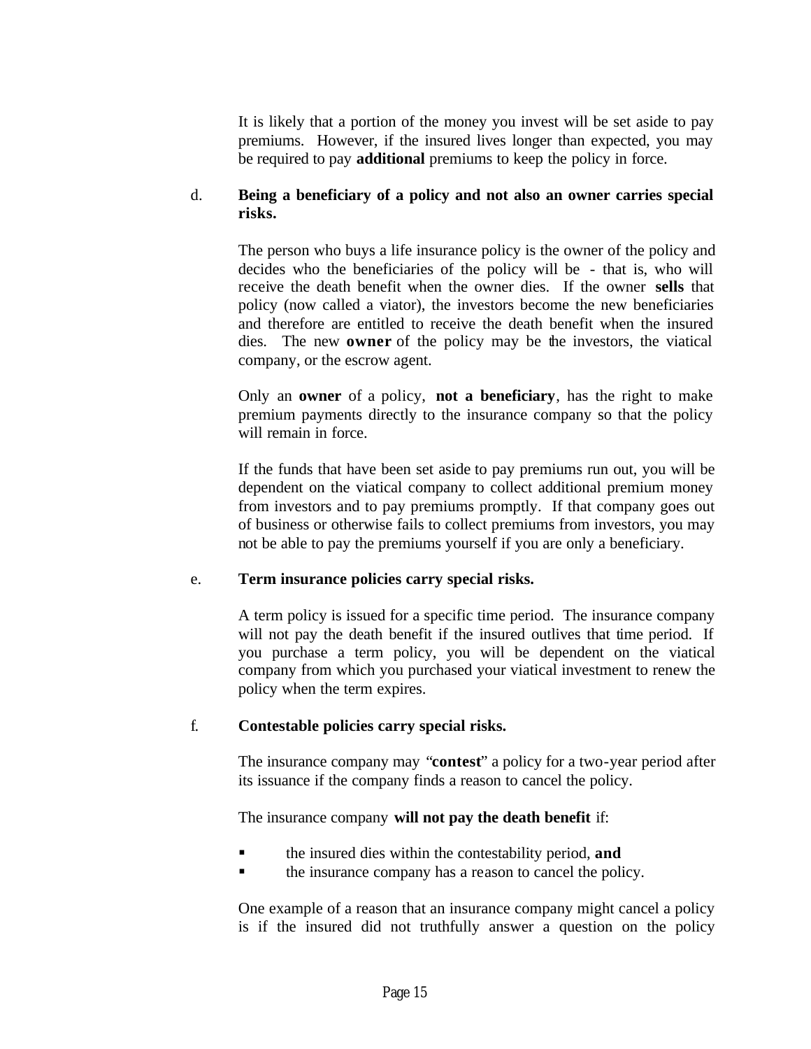It is likely that a portion of the money you invest will be set aside to pay premiums. However, if the insured lives longer than expected, you may be required to pay **additional** premiums to keep the policy in force.

d. **Being a beneficiary of a policy and not also an owner carries special risks.**

The person who buys a life insurance policy is the owner of the policy and decides who the beneficiaries of the policy will be - that is, who will receive the death benefit when the owner dies. If the owner **sells** that policy (now called a viator), the investors become the new beneficiaries and therefore are entitled to receive the death benefit when the insured dies. The new **owner** of the policy may be the investors, the viatical company, or the escrow agent.

Only an **owner** of a policy, **not a beneficiary**, has the right to make premium payments directly to the insurance company so that the policy will remain in force.

If the funds that have been set aside to pay premiums run out, you will be dependent on the viatical company to collect additional premium money from investors and to pay premiums promptly. If that company goes out of business or otherwise fails to collect premiums from investors, you may not be able to pay the premiums yourself if you are only a beneficiary.

e. **Term insurance policies carry special risks.**

A term policy is issued for a specific time period. The insurance company will not pay the death benefit if the insured outlives that time period. If you purchase a term policy, you will be dependent on the viatical company from which you purchased your viatical investment to renew the policy when the term expires.

f. **Contestable policies carry special risks.**

The insurance company may "**contest**" a policy for a two-year period after its issuance if the company finds a reason to cancel the policy.

The insurance company **will not pay the death benefit** if:

- the insured dies within the contestability period, **and**
- the insurance company has a reason to cancel the policy.

One example of a reason that an insurance company might cancel a policy is if the insured did not truthfully answer a question on the policy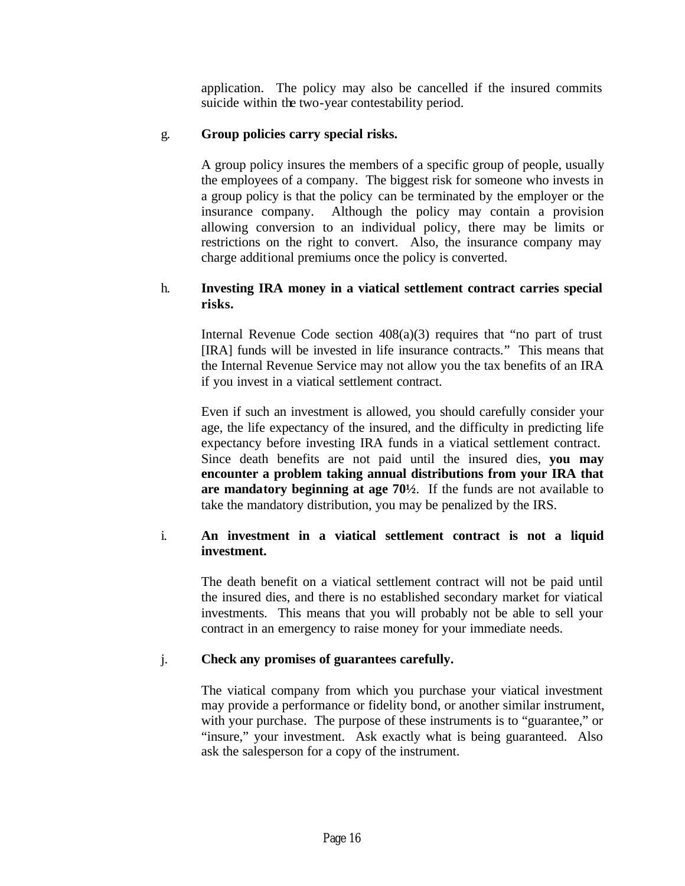application. The policy may also be cancelled if the insured commits suicide within the two-year contestability period.

g. **Group policies carry special risks.**

A group policy insures the members of a specific group of people, usually the employees of a company. The biggest risk for someone who invests in a group policy is that the policy can be terminated by the employer or the insurance company. Although the policy may contain a provision allowing conversion to an individual policy, there may be limits or restrictions on the right to convert. Also, the insurance company may charge additional premiums once the policy is converted.

h. **Investing IRA money in a viatical settlement contract carries special risks.**

Internal Revenue Code section 408(a)(3) requires that "no part of trust [IRA] funds will be invested in life insurance contracts." This means that the Internal Revenue Service may not allow you the tax benefits of an IRA if you invest in a viatical settlement contract.

Even if such an investment is allowed, you should carefully consider your age, the life expectancy of the insured, and the difficulty in predicting life expectancy before investing IRA funds in a viatical settlement contract. Since death benefits are not paid until the insured dies, **you may encounter a problem taking annual distributions from your IRA that are mandatory beginning at age 70½**. If the funds are not available to take the mandatory distribution, you may be penalized by the IRS.

i. **An investment in a viatical settlement contract is not a liquid investment.**

The death benefit on a viatical settlement contract will not be paid until the insured dies, and there is no established secondary market for viatical investments. This means that you will probably not be able to sell your contract in an emergency to raise money for your immediate needs.

j. **Check any promises of guarantees carefully.**

The viatical company from which you purchase your viatical investment may provide a performance or fidelity bond, or another similar instrument, with your purchase. The purpose of these instruments is to "guarantee," or "insure," your investment. Ask exactly what is being guaranteed. Also ask the salesperson for a copy of the instrument.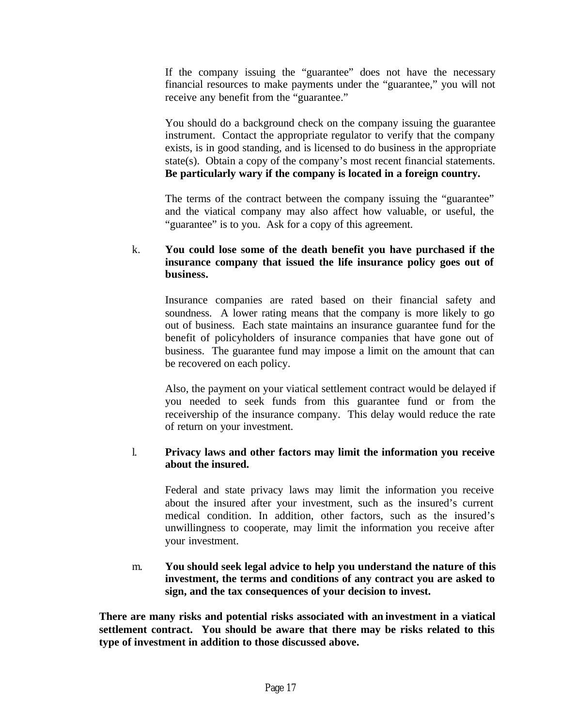If the company issuing the "guarantee" does not have the necessary financial resources to make payments under the "guarantee," you will not receive any benefit from the "guarantee."

You should do a background check on the company issuing the guarantee instrument. Contact the appropriate regulator to verify that the company exists, is in good standing, and is licensed to do business in the appropriate state(s). Obtain a copy of the company's most recent financial statements. **Be particularly wary if the company is located in a foreign country.**

The terms of the contract between the company issuing the "guarantee" and the viatical company may also affect how valuable, or useful, the "guarantee" is to you. Ask for a copy of this agreement.

k. **You could lose some of the death benefit you have purchased if the insurance company that issued the life insurance policy goes out of business.**

Insurance companies are rated based on their financial safety and soundness. A lower rating means that the company is more likely to go out of business. Each state maintains an insurance guarantee fund for the benefit of policyholders of insurance companies that have gone out of business. The guarantee fund may impose a limit on the amount that can be recovered on each policy.

Also, the payment on your viatical settlement contract would be delayed if you needed to seek funds from this guarantee fund or from the receivership of the insurance company. This delay would reduce the rate of return on your investment.

l. **Privacy laws and other factors may limit the information you receive about the insured.**

Federal and state privacy laws may limit the information you receive about the insured after your investment, such as the insured's current medical condition. In addition, other factors, such as the insured's unwillingness to cooperate, may limit the information you receive after your investment.

m. **You should seek legal advice to help you understand the nature of this investment, the terms and conditions of any contract you are asked to sign, and the tax consequences of your decision to invest.**

**There are many risks and potential risks associated with an investment in a viatical settlement contract. You should be aware that there may be risks related to this type of investment in addition to those discussed above.**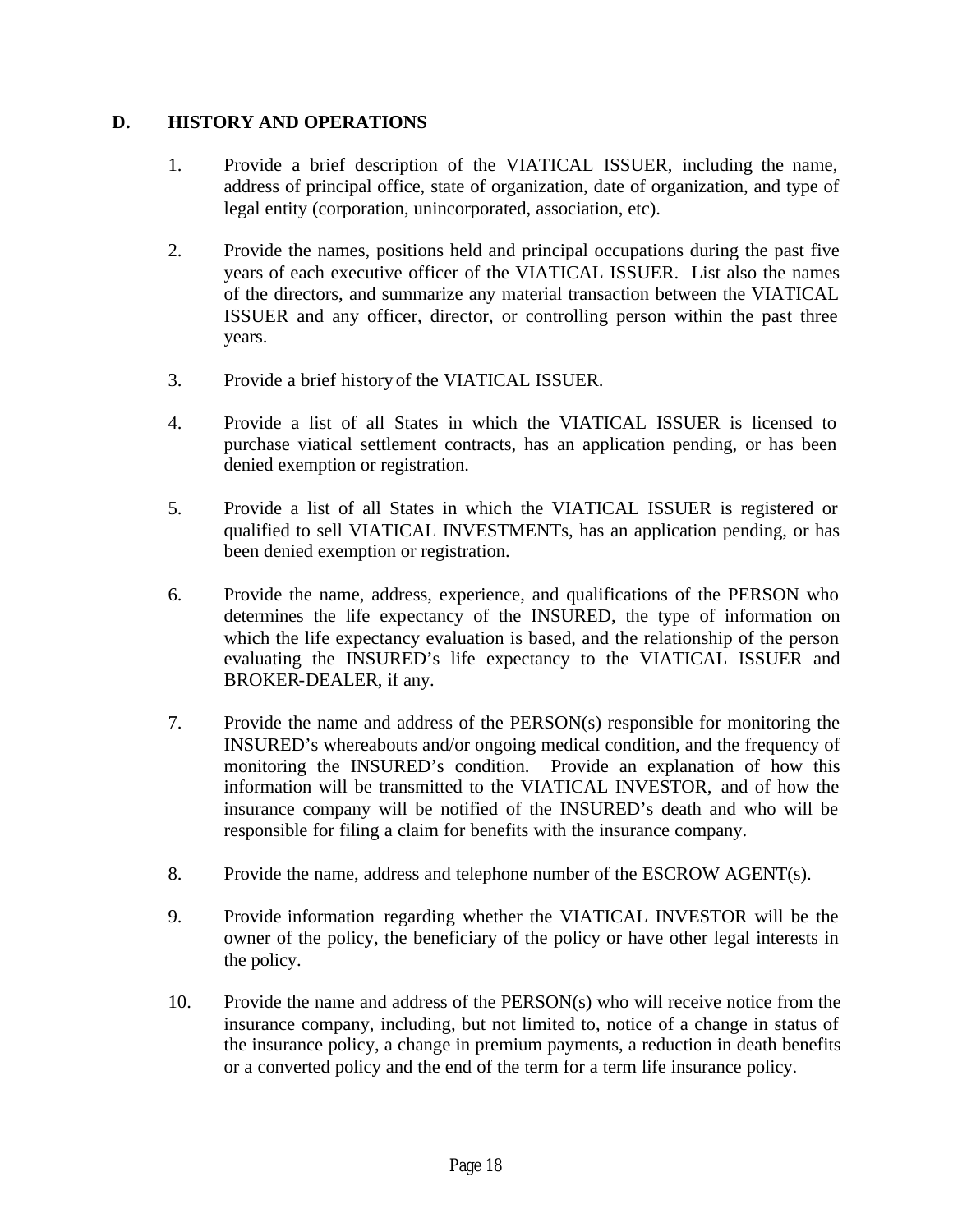## D. HISTORY AND OPERATIONS

1. Provide a brief description of the VIATICAL ISSUER, including the name, address of principal office, state of organization, date of organization, and type of legal entity (corporation, unincorporated, association, etc).

2. Provide the names, positions held and principal occupations during the past five years of each executive officer of the VIATICAL ISSUER. List also the names of the directors, and summarize any material transaction between the VIATICAL ISSUER and any officer, director, or controlling person within the past three years.

3. Provide a brief history of the VIATICAL ISSUER.

4. Provide a list of all States in which the VIATICAL ISSUER is licensed to purchase viatical settlement contracts, has an application pending, or has been denied exemption or registration.

5. Provide a list of all States in which the VIATICAL ISSUER is registered or qualified to sell VIATICAL INVESTMENTs, has an application pending, or has been denied exemption or registration.

6. Provide the name, address, experience, and qualifications of the PERSON who determines the life expectancy of the INSURED, the type of information on which the life expectancy evaluation is based, and the relationship of the person evaluating the INSURED's life expectancy to the VIATICAL ISSUER and BROKER-DEALER, if any.

7. Provide the name and address of the PERSON(s) responsible for monitoring the INSURED's whereabouts and/or ongoing medical condition, and the frequency of monitoring the INSURED's condition. Provide an explanation of how this information will be transmitted to the VIATICAL INVESTOR, and of how the insurance company will be notified of the INSURED's death and who will be responsible for filing a claim for benefits with the insurance company.

8. Provide the name, address and telephone number of the ESCROW AGENT(s).

9. Provide information regarding whether the VIATICAL INVESTOR will be the owner of the policy, the beneficiary of the policy or have other legal interests in the policy.

10. Provide the name and address of the PERSON(s) who will receive notice from the insurance company, including, but not limited to, notice of a change in status of the insurance policy, a change in premium payments, a reduction in death benefits or a converted policy and the end of the term for a term life insurance policy.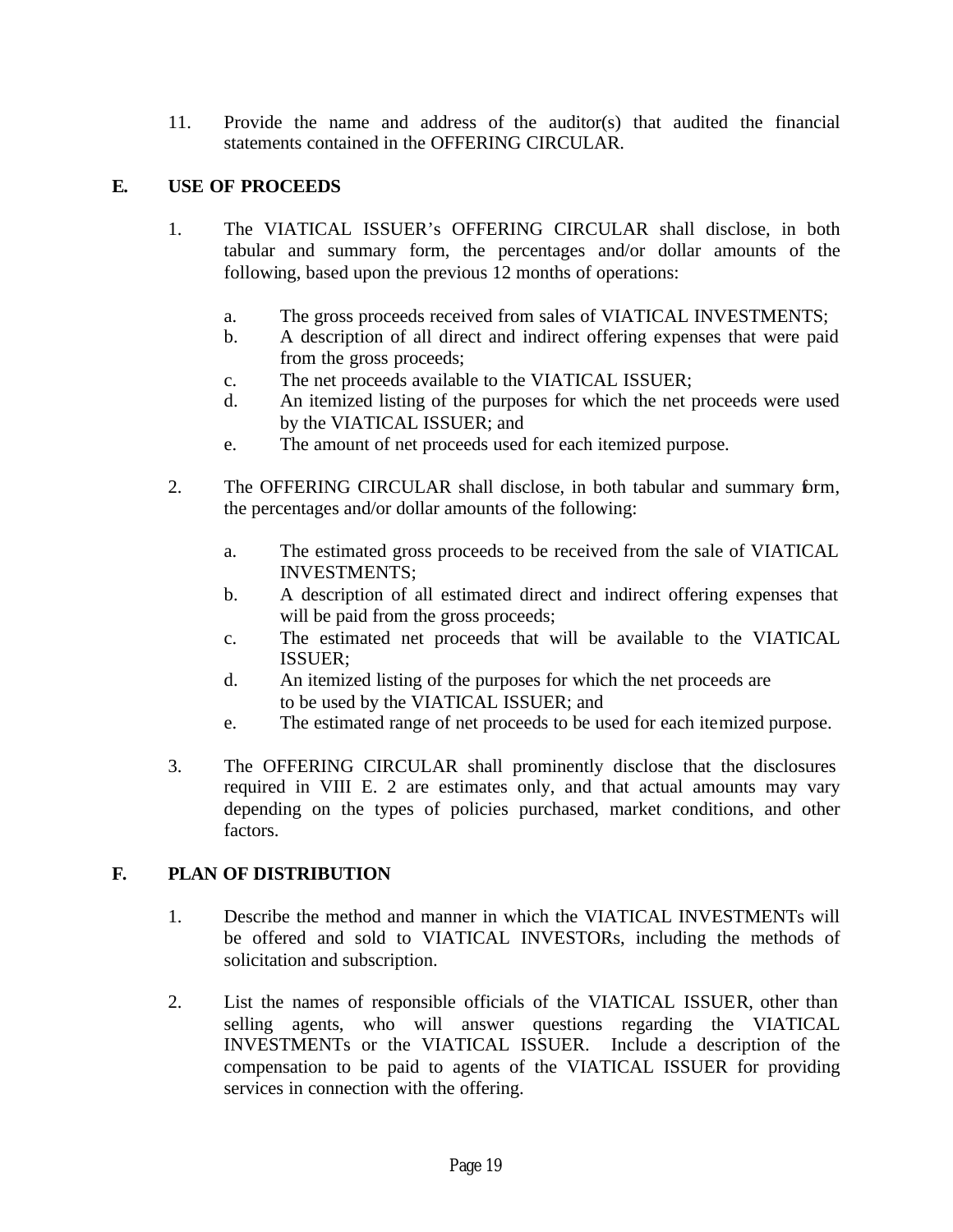11. Provide the name and address of the auditor(s) that audited the financial statements contained in the OFFERING CIRCULAR.

## E. USE OF PROCEEDS

1. The VIATICAL ISSUER's OFFERING CIRCULAR shall disclose, in both tabular and summary form, the percentages and/or dollar amounts of the following, based upon the previous 12 months of operations:

   a. The gross proceeds received from sales of VIATICAL INVESTMENTS;
   b. A description of all direct and indirect offering expenses that were paid from the gross proceeds;
   c. The net proceeds available to the VIATICAL ISSUER;
   d. An itemized listing of the purposes for which the net proceeds were used by the VIATICAL ISSUER; and
   e. The amount of net proceeds used for each itemized purpose.

2. The OFFERING CIRCULAR shall disclose, in both tabular and summary form, the percentages and/or dollar amounts of the following:

   a. The estimated gross proceeds to be received from the sale of VIATICAL INVESTMENTS;
   b. A description of all estimated direct and indirect offering expenses that will be paid from the gross proceeds;
   c. The estimated net proceeds that will be available to the VIATICAL ISSUER;
   d. An itemized listing of the purposes for which the net proceeds are to be used by the VIATICAL ISSUER; and
   e. The estimated range of net proceeds to be used for each itemized purpose.

3. The OFFERING CIRCULAR shall prominently disclose that the disclosures required in VIII E. 2 are estimates only, and that actual amounts may vary depending on the types of policies purchased, market conditions, and other factors.

## F. PLAN OF DISTRIBUTION

1. Describe the method and manner in which the VIATICAL INVESTMENTs will be offered and sold to VIATICAL INVESTORs, including the methods of solicitation and subscription.

2. List the names of responsible officials of the VIATICAL ISSUER, other than selling agents, who will answer questions regarding the VIATICAL INVESTMENTs or the VIATICAL ISSUER. Include a description of the compensation to be paid to agents of the VIATICAL ISSUER for providing services in connection with the offering.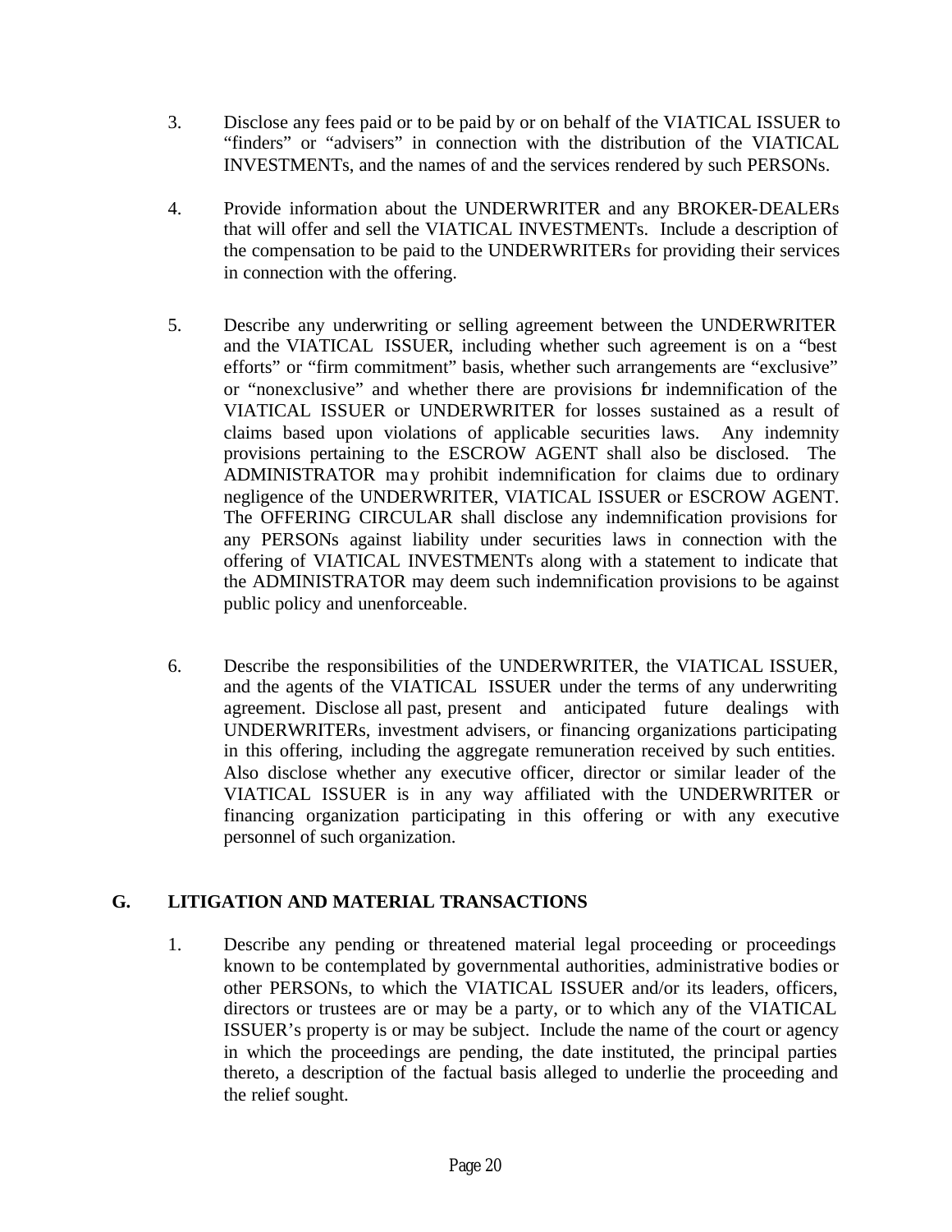3. Disclose any fees paid or to be paid by or on behalf of the VIATICAL ISSUER to "finders" or "advisers" in connection with the distribution of the VIATICAL INVESTMENTs, and the names of and the services rendered by such PERSONs.

4. Provide information about the UNDERWRITER and any BROKER-DEALERs that will offer and sell the VIATICAL INVESTMENTs. Include a description of the compensation to be paid to the UNDERWRITERs for providing their services in connection with the offering.

5. Describe any underwriting or selling agreement between the UNDERWRITER and the VIATICAL ISSUER, including whether such agreement is on a "best efforts" or "firm commitment" basis, whether such arrangements are "exclusive" or "nonexclusive" and whether there are provisions for indemnification of the VIATICAL ISSUER or UNDERWRITER for losses sustained as a result of claims based upon violations of applicable securities laws. Any indemnity provisions pertaining to the ESCROW AGENT shall also be disclosed. The ADMINISTRATOR may prohibit indemnification for claims due to ordinary negligence of the UNDERWRITER, VIATICAL ISSUER or ESCROW AGENT. The OFFERING CIRCULAR shall disclose any indemnification provisions for any PERSONs against liability under securities laws in connection with the offering of VIATICAL INVESTMENTs along with a statement to indicate that the ADMINISTRATOR may deem such indemnification provisions to be against public policy and unenforceable.

6. Describe the responsibilities of the UNDERWRITER, the VIATICAL ISSUER, and the agents of the VIATICAL ISSUER under the terms of any underwriting agreement. Disclose all past, present and anticipated future dealings with UNDERWRITERs, investment advisers, or financing organizations participating in this offering, including the aggregate remuneration received by such entities. Also disclose whether any executive officer, director or similar leader of the VIATICAL ISSUER is in any way affiliated with the UNDERWRITER or financing organization participating in this offering or with any executive personnel of such organization.

## G. LITIGATION AND MATERIAL TRANSACTIONS

1. Describe any pending or threatened material legal proceeding or proceedings known to be contemplated by governmental authorities, administrative bodies or other PERSONs, to which the VIATICAL ISSUER and/or its leaders, officers, directors or trustees are or may be a party, or to which any of the VIATICAL ISSUER's property is or may be subject. Include the name of the court or agency in which the proceedings are pending, the date instituted, the principal parties thereto, a description of the factual basis alleged to underlie the proceeding and the relief sought.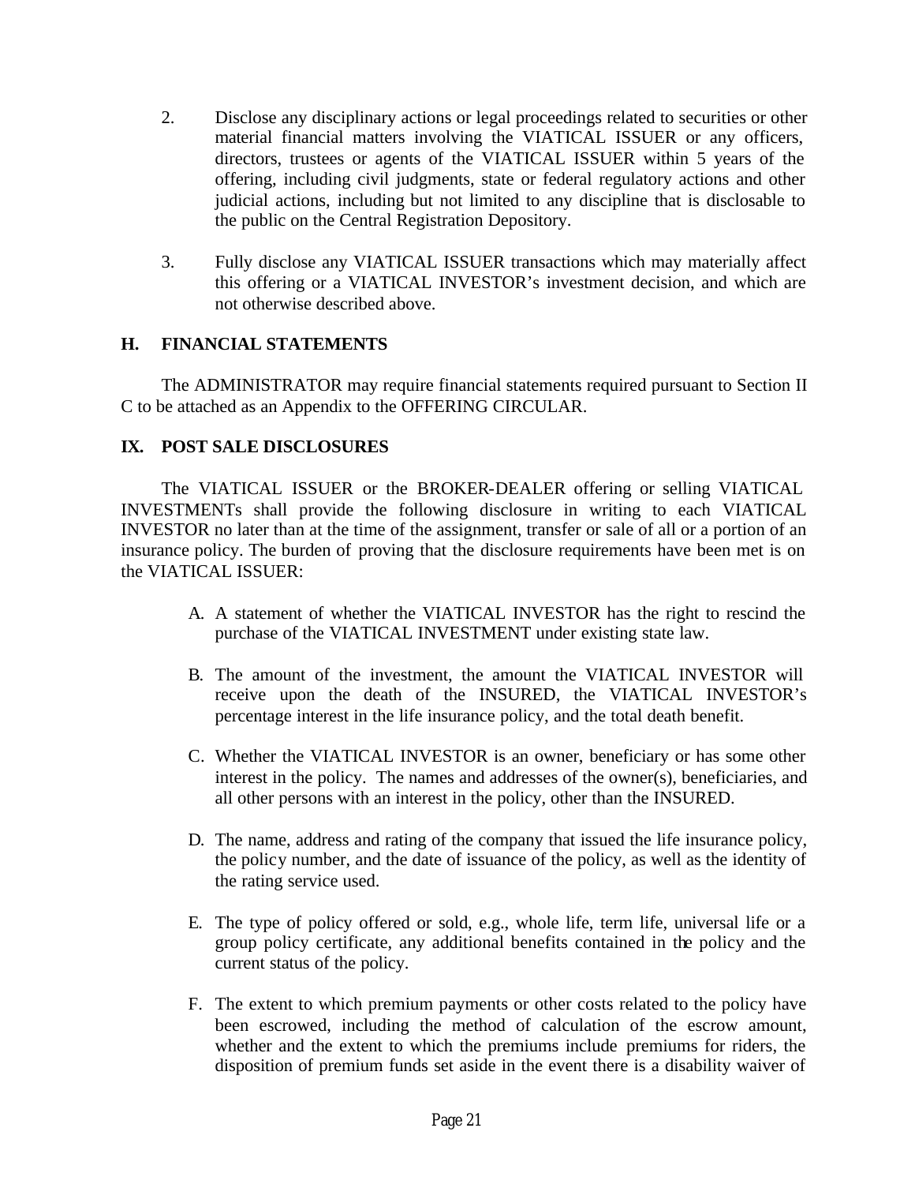2. Disclose any disciplinary actions or legal proceedings related to securities or other material financial matters involving the VIATICAL ISSUER or any officers, directors, trustees or agents of the VIATICAL ISSUER within 5 years of the offering, including civil judgments, state or federal regulatory actions and other judicial actions, including but not limited to any discipline that is disclosable to the public on the Central Registration Depository.

3. Fully disclose any VIATICAL ISSUER transactions which may materially affect this offering or a VIATICAL INVESTOR's investment decision, and which are not otherwise described above.

### H. FINANCIAL STATEMENTS

The ADMINISTRATOR may require financial statements required pursuant to Section II C to be attached as an Appendix to the OFFERING CIRCULAR.

## IX. POST SALE DISCLOSURES

The VIATICAL ISSUER or the BROKER-DEALER offering or selling VIATICAL INVESTMENTs shall provide the following disclosure in writing to each VIATICAL INVESTOR no later than at the time of the assignment, transfer or sale of all or a portion of an insurance policy. The burden of proving that the disclosure requirements have been met is on the VIATICAL ISSUER:

A. A statement of whether the VIATICAL INVESTOR has the right to rescind the purchase of the VIATICAL INVESTMENT under existing state law.

B. The amount of the investment, the amount the VIATICAL INVESTOR will receive upon the death of the INSURED, the VIATICAL INVESTOR's percentage interest in the life insurance policy, and the total death benefit.

C. Whether the VIATICAL INVESTOR is an owner, beneficiary or has some other interest in the policy. The names and addresses of the owner(s), beneficiaries, and all other persons with an interest in the policy, other than the INSURED.

D. The name, address and rating of the company that issued the life insurance policy, the policy number, and the date of issuance of the policy, as well as the identity of the rating service used.

E. The type of policy offered or sold, e.g., whole life, term life, universal life or a group policy certificate, any additional benefits contained in the policy and the current status of the policy.

F. The extent to which premium payments or other costs related to the policy have been escrowed, including the method of calculation of the escrow amount, whether and the extent to which the premiums include premiums for riders, the disposition of premium funds set aside in the event there is a disability waiver of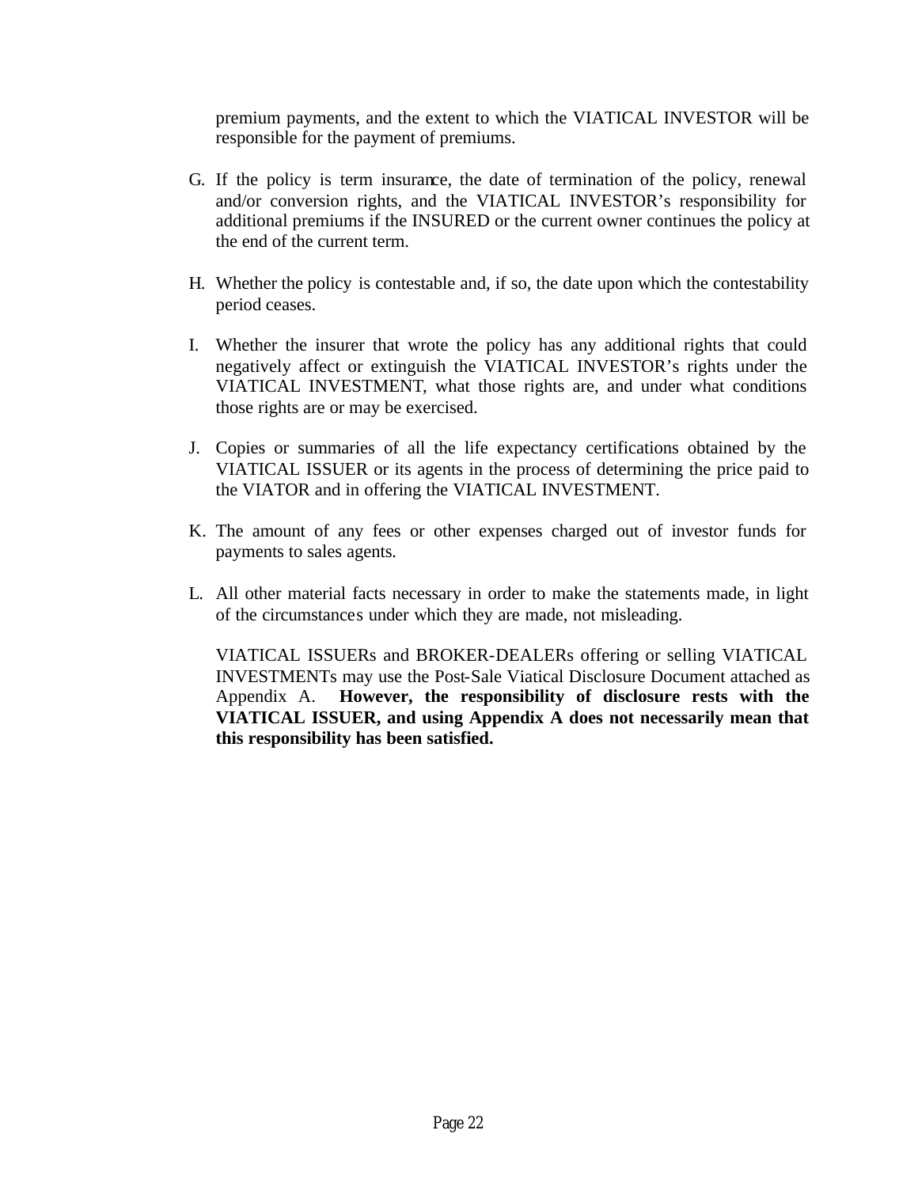premium payments, and the extent to which the VIATICAL INVESTOR will be responsible for the payment of premiums.

G. If the policy is term insurance, the date of termination of the policy, renewal and/or conversion rights, and the VIATICAL INVESTOR's responsibility for additional premiums if the INSURED or the current owner continues the policy at the end of the current term.

H. Whether the policy is contestable and, if so, the date upon which the contestability period ceases.

I. Whether the insurer that wrote the policy has any additional rights that could negatively affect or extinguish the VIATICAL INVESTOR's rights under the VIATICAL INVESTMENT, what those rights are, and under what conditions those rights are or may be exercised.

J. Copies or summaries of all the life expectancy certifications obtained by the VIATICAL ISSUER or its agents in the process of determining the price paid to the VIATOR and in offering the VIATICAL INVESTMENT.

K. The amount of any fees or other expenses charged out of investor funds for payments to sales agents.

L. All other material facts necessary in order to make the statements made, in light of the circumstances under which they are made, not misleading.

VIATICAL ISSUERs and BROKER-DEALERs offering or selling VIATICAL INVESTMENTs may use the Post-Sale Viatical Disclosure Document attached as Appendix A. **However, the responsibility of disclosure rests with the VIATICAL ISSUER, and using Appendix A does not necessarily mean that this responsibility has been satisfied.**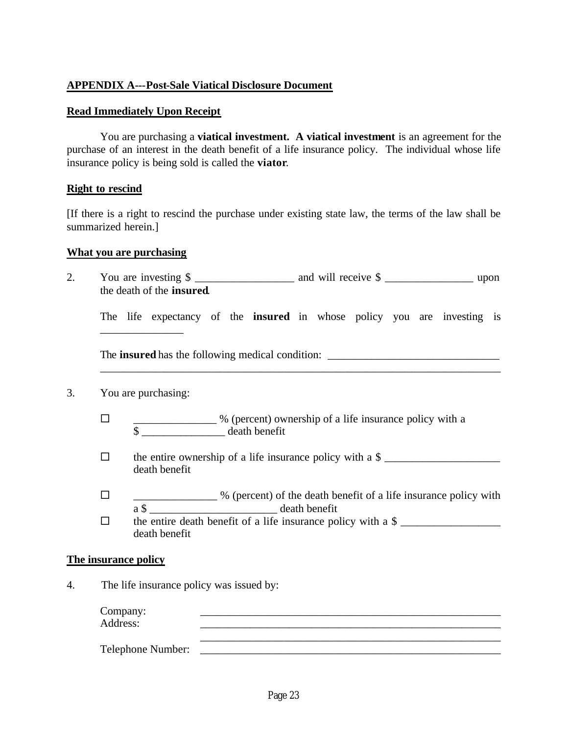**APPENDIX A---Post-Sale Viatical Disclosure Document**

**Read Immediately Upon Receipt**

You are purchasing a **viatical investment. A viatical investment** is an agreement for the purchase of an interest in the death benefit of a life insurance policy. The individual whose life insurance policy is being sold is called the **viator**.

**Right to rescind**

[If there is a right to rescind the purchase under existing state law, the terms of the law shall be summarized herein.]

**What you are purchasing**

2. You are investing $ __________________ and will receive $ ________________ upon the death of the **insured**.

   The life expectancy of the **insured** in whose policy you are investing is _______________

   The **insured** has the following medical condition: _______________________________ ____________________________________________________________________________

3. You are purchasing:

   ☐ _______________ % (percent) ownership of a life insurance policy with a $ _______________ death benefit

   ☐ the entire ownership of a life insurance policy with a $ _____________________ death benefit

   ☐ _______________ % (percent) of the death benefit of a life insurance policy with a $ _______________________ death benefit

   ☐ the entire death benefit of a life insurance policy with a $ __________________ death benefit

**The insurance policy**

4. The life insurance policy was issued by:

   Company: _________________________________________________________
   
   Address: _________________________________________________________
   
   _________________________________________________________
   
   Telephone Number: _________________________________________________________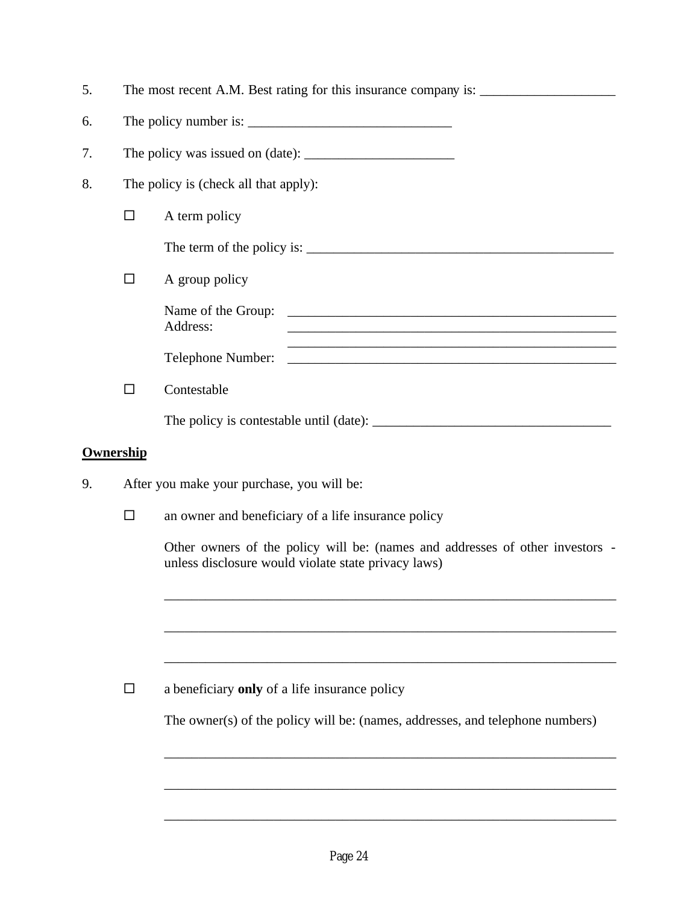5. The most recent A.M. Best rating for this insurance company is: ____________________

6. The policy number is: ______________________________

7. The policy was issued on (date): ______________________

8. The policy is (check all that apply):

   ☐ A term policy

   The term of the policy is: ______________________________________________

   ☐ A group policy

   Name of the Group: __________________________________________________
   Address: __________________________________________________
   __________________________________________________
   Telephone Number: __________________________________________________

   ☐ Contestable

   The policy is contestable until (date): ___________________________________

**Ownership**

9. After you make your purchase, you will be:

   ☐ an owner and beneficiary of a life insurance policy

   Other owners of the policy will be: (names and addresses of other investors - unless disclosure would violate state privacy laws)

   ____________________________________________________________________

   ____________________________________________________________________

   ____________________________________________________________________

   ☐ a beneficiary **only** of a life insurance policy

   The owner(s) of the policy will be: (names, addresses, and telephone numbers)

   ____________________________________________________________________

   ____________________________________________________________________

   ____________________________________________________________________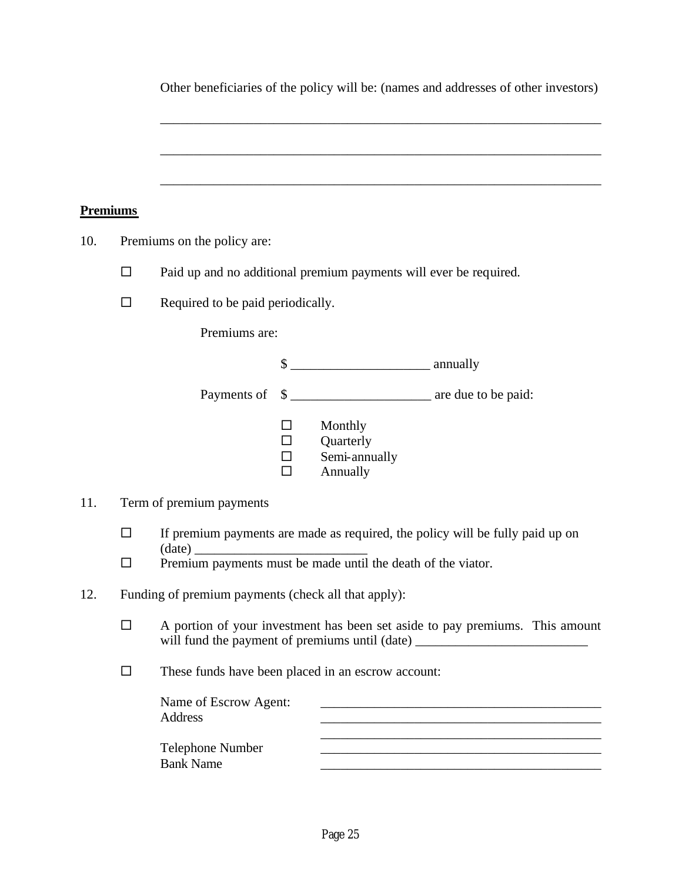Other beneficiaries of the policy will be: (names and addresses of other investors)

_____________________________________________________________________

_____________________________________________________________________

_____________________________________________________________________

**Premiums**

10. Premiums on the policy are:

☐ Paid up and no additional premium payments will ever be required.

☐ Required to be paid periodically.

Premiums are:

$ _____________________ annually

Payments of $ _____________________ are due to be paid:

☐ Monthly
☐ Quarterly
☐ Semi-annually
☐ Annually

11. Term of premium payments

☐ If premium payments are made as required, the policy will be fully paid up on (date) __________________________

☐ Premium payments must be made until the death of the viator.

12. Funding of premium payments (check all that apply):

☐ A portion of your investment has been set aside to pay premiums. This amount will fund the payment of premiums until (date) __________________________

☐ These funds have been placed in an escrow account:

Name of Escrow Agent: ____________________________________________
Address ____________________________________________
____________________________________________
Telephone Number ____________________________________________
Bank Name ____________________________________________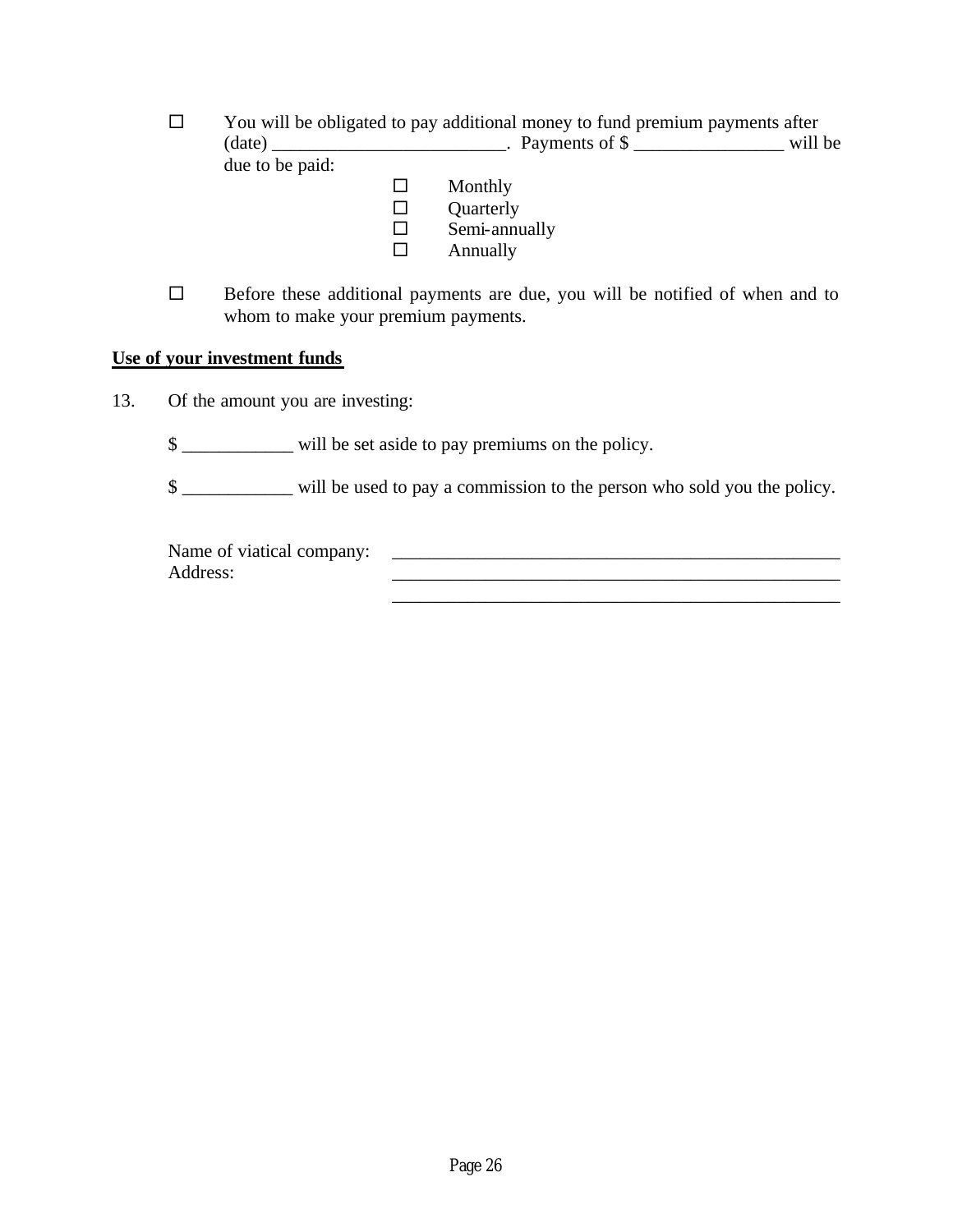- ☐ You will be obligated to pay additional money to fund premium payments after (date) _________________________. Payments of $ ________________ will be due to be paid:
  - ☐ Monthly
  - ☐ Quarterly
  - ☐ Semi-annually
  - ☐ Annually

- ☐ Before these additional payments are due, you will be notified of when and to whom to make your premium payments.

**Use of your investment funds**

13. Of the amount you are investing:

    $ ____________ will be set aside to pay premiums on the policy.

    $ ____________ will be used to pay a commission to the person who sold you the policy.

Name of viatical company: __________________________________________________

Address: __________________________________________________

__________________________________________________